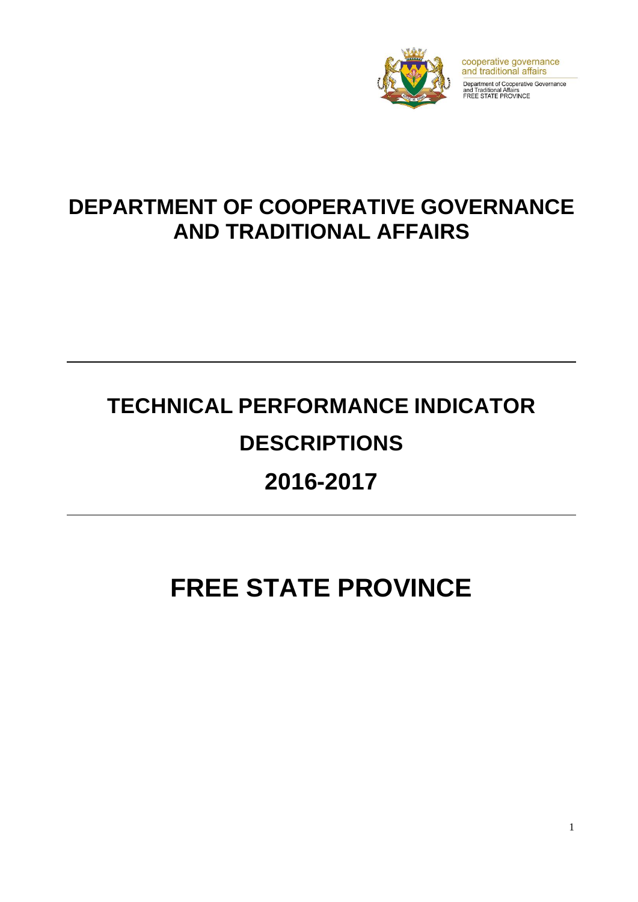cooperative governance and traditional affairs

Department of Cooperative Governance and Traditional Affairs
FREE STATE PROVINCE

# DEPARTMENT OF COOPERATIVE GOVERNANCE AND TRADITIONAL AFFAIRS

---

# TECHNICAL PERFORMANCE INDICATOR DESCRIPTIONS

# 2016-2017

---

# FREE STATE PROVINCE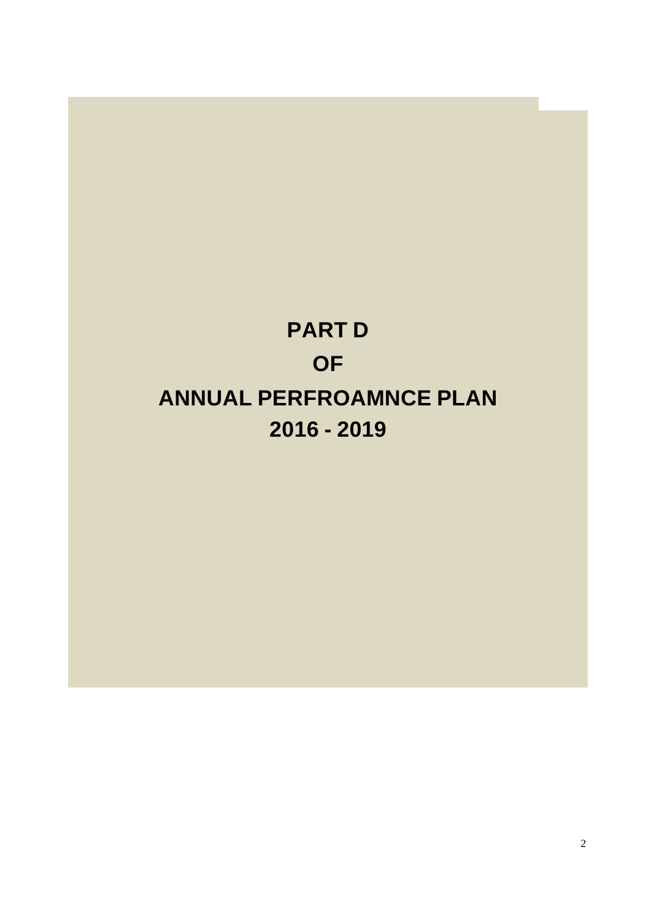# PART D

# OF

# ANNUAL PERFROAMNCE PLAN

# 2016 - 2019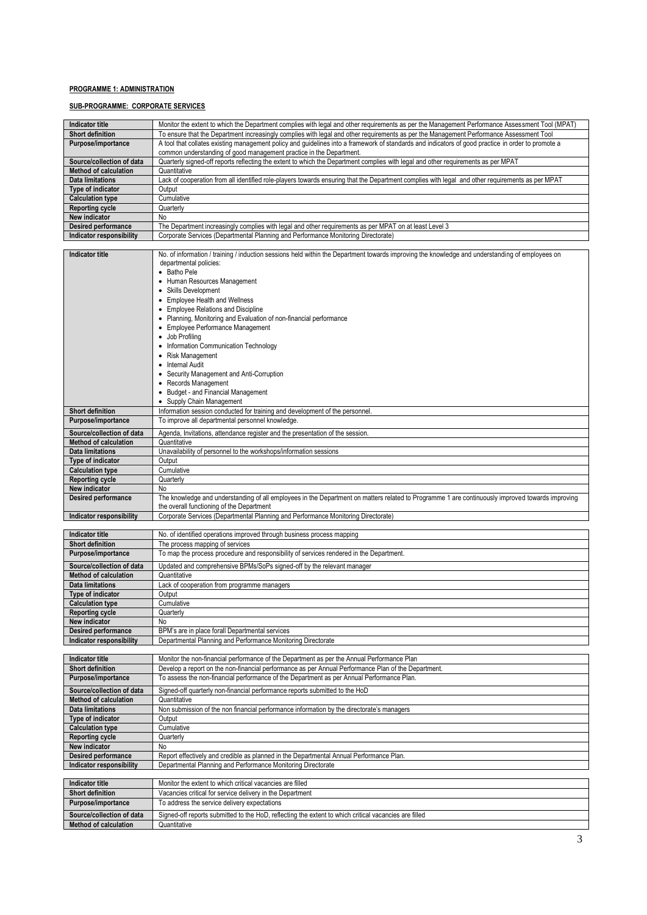**PROGRAMME 1: ADMINISTRATION**

**SUB-PROGRAMME: CORPORATE SERVICES**

| **Indicator title** | Monitor the extent to which the Department complies with legal and other requirements as per the Management Performance Assessment Tool (MPAT) |
|---|---|
| **Short definition** | To ensure that the Department increasingly complies with legal and other requirements as per the Management Performance Assessment Tool |
| **Purpose/importance** | A tool that collates existing management policy and guidelines into a framework of standards and indicators of good practice in order to promote a common understanding of good management practice in the Department. |
| **Source/collection of data** | Quarterly signed-off reports reflecting the extent to which the Department complies with legal and other requirements as per MPAT |
| **Method of calculation** | Quantitative |
| **Data limitations** | Lack of cooperation from all identified role-players towards ensuring that the Department complies with legal and other requirements as per MPAT |
| **Type of indicator** | Output |
| **Calculation type** | Cumulative |
| **Reporting cycle** | Quarterly |
| **New indicator** | No |
| **Desired performance** | The Department increasingly complies with legal and other requirements as per MPAT on at least Level 3 |
| **Indicator responsibility** | Corporate Services (Departmental Planning and Performance Monitoring Directorate) |

| **Indicator title** | No. of information / training / induction sessions held within the Department towards improving the knowledge and understanding of employees on departmental policies:<br>• Batho Pele<br>• Human Resources Management<br>• Skills Development<br>• Employee Health and Wellness<br>• Employee Relations and Discipline<br>• Planning, Monitoring and Evaluation of non-financial performance<br>• Employee Performance Management<br>• Job Profiling<br>• Information Communication Technology<br>• Risk Management<br>• Internal Audit<br>• Security Management and Anti-Corruption<br>• Records Management<br>• Budget - and Financial Management<br>• Supply Chain Management |
|---|---|
| **Short definition** | Information session conducted for training and development of the personnel. |
| **Purpose/importance** | To improve all departmental personnel knowledge. |
| **Source/collection of data** | Agenda, Invitations, attendance register and the presentation of the session. |
| **Method of calculation** | Quantitative |
| **Data limitations** | Unavailability of personnel to the workshops/information sessions |
| **Type of indicator** | Output |
| **Calculation type** | Cumulative |
| **Reporting cycle** | Quarterly |
| **New indicator** | No |
| **Desired performance** | The knowledge and understanding of all employees in the Department on matters related to Programme 1 are continuously improved towards improving the overall functioning of the Department |
| **Indicator responsibility** | Corporate Services (Departmental Planning and Performance Monitoring Directorate) |

| **Indicator title** | No. of identified operations improved through business process mapping |
|---|---|
| **Short definition** | The process mapping of services |
| **Purpose/importance** | To map the process procedure and responsibility of services rendered in the Department. |
| **Source/collection of data** | Updated and comprehensive BPMs/SoPs signed-off by the relevant manager |
| **Method of calculation** | Quantitative |
| **Data limitations** | Lack of cooperation from programme managers |
| **Type of indicator** | Output |
| **Calculation type** | Cumulative |
| **Reporting cycle** | Quarterly |
| **New indicator** | No |
| **Desired performance** | BPM's are in place forall Departmental services |
| **Indicator responsibility** | Departmental Planning and Performance Monitoring Directorate |

| **Indicator title** | Monitor the non-financial performance of the Department as per the Annual Performance Plan |
|---|---|
| **Short definition** | Develop a report on the non-financial performance as per Annual Performance Plan of the Department. |
| **Purpose/importance** | To assess the non-financial performance of the Department as per Annual Performance Plan. |
| **Source/collection of data** | Signed-off quarterly non-financial performance reports submitted to the HoD |
| **Method of calculation** | Quantitative |
| **Data limitations** | Non submission of the non financial performance information by the directorate's managers |
| **Type of indicator** | Output |
| **Calculation type** | Cumulative |
| **Reporting cycle** | Quarterly |
| **New indicator** | No |
| **Desired performance** | Report effectively and credible as planned in the Departmental Annual Performance Plan. |
| **Indicator responsibility** | Departmental Planning and Performance Monitoring Directorate |

| **Indicator title** | Monitor the extent to which critical vacancies are filled |
|---|---|
| **Short definition** | Vacancies critical for service delivery in the Department |
| **Purpose/importance** | To address the service delivery expectations |
| **Source/collection of data** | Signed-off reports submitted to the HoD, reflecting the extent to which critical vacancies are filled |
| **Method of calculation** | Quantitative |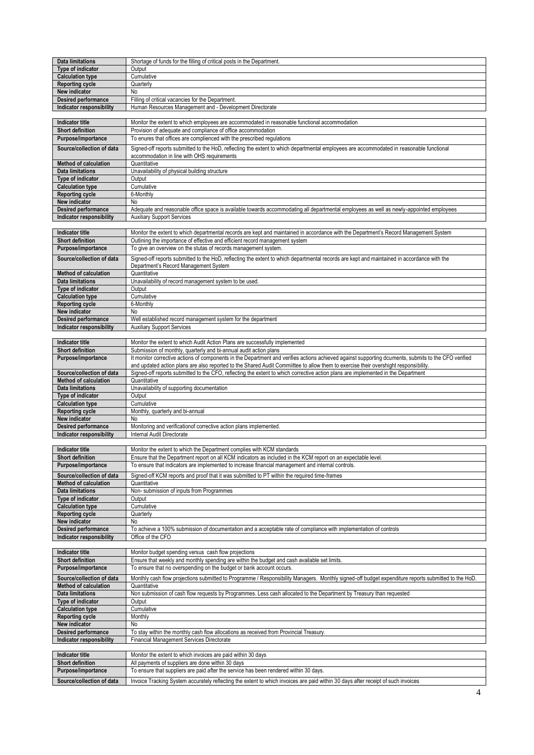| | |
|---|---|
| **Data limitations** | Shortage of funds for the filling of critical posts in the Department. |
| **Type of indicator** | Output |
| **Calculation type** | Cumulative |
| **Reporting cycle** | Quarterly |
| **New indicator** | No |
| **Desired performance** | Filling of critical vacancies for the Department. |
| **Indicator responsibility** | Human Resources Management and - Development Directorate |

| | |
|---|---|
| **Indicator title** | Monitor the extent to which employees are accommodated in reasonable functional accommodation |
| **Short definition** | Provision of adequate and compliance of office accommodation |
| **Purpose/importance** | To enures that offices are complienced with the prescribed regulations |
| **Source/collection of data** | Signed-off reports submitted to the HoD, reflecting the extent to which departmental employees are accommodated in reasonable functional accommodation in line with OHS requirements |
| **Method of calculation** | Quantitative |
| **Data limitations** | Unavailability of physical building structure |
| **Type of indicator** | Output |
| **Calculation type** | Cumulative |
| **Reporting cycle** | 6-Monthly |
| **New indicator** | No |
| **Desired performance** | Adequate and reasonable office space is available towards accommodating all departmental employees as well as newly-appointed employees |
| **Indicator responsibility** | Auxiliary Support Services |

| | |
|---|---|
| **Indicator title** | Monitor the extent to which departmental records are kept and maintained in accordance with the Department's Record Management System |
| **Short definition** | Outlining the importance of effective and efficient record management system |
| **Purpose/importance** | To give an overview on the stutas of records management system. |
| **Source/collection of data** | Signed-off reports submitted to the HoD, reflecting the extent to which departmental records are kept and maintained in accordance with the Department's Record Management System |
| **Method of calculation** | Quantitative |
| **Data limitations** | Unavailability of record management system to be used. |
| **Type of indicator** | Output |
| **Calculation type** | Cumulative |
| **Reporting cycle** | 6-Monthly |
| **New indicator** | No |
| **Desired performance** | Well established record management system for the department |
| **Indicator responsibility** | Auxiliary Support Services |

| | |
|---|---|
| **Indicator title** | Monitor the extent to which Audit Action Plans are successfully implemented |
| **Short definition** | Submission of monthly, quarterly and bi-annual audit action plans |
| **Purpose/importance** | It monitor corrective actions of components in the Department and verifies actions achieved against supporting dcuments, submits to the CFO verified and updated action plans are also reported to the Shared Audit Commiittee to allow them to exercise their overshight responsibility. |
| **Source/collection of data** | Signed-off reports submitted to the CFO, reflecting the extent to which corrective action plans are implemented in the Department |
| **Method of calculation** | Quantitative |
| **Data limitations** | Unavailability of supporting documentation |
| **Type of indicator** | Output |
| **Calculation type** | Cumulative |
| **Reporting cycle** | Monthly, quarterly and bi-annual |
| **New indicator** | No |
| **Desired performance** | Monitoring and verificationof corrective action plans implemented. |
| **Indicator responsibility** | Internal Audit Directorate |

| | |
|---|---|
| **Indicator title** | Monitor the extent to which the Department complies with KCM standards |
| **Short definition** | Ensure that the Department report on all KCM indicators as included in the KCM report on an expectable level. |
| **Purpose/importance** | To ensure that indicators are implemented to increase financial management and internal controls. |
| **Source/collection of data** | Signed-off KCM reports and proof that it was submitted to PT within the required time-frames |
| **Method of calculation** | Quantitative |
| **Data limitations** | Non- submission of inputs from Programmes |
| **Type of indicator** | Output |
| **Calculation type** | Cumulative |
| **Reporting cycle** | Quarterly |
| **New indicator** | No |
| **Desired performance** | To achieve a 100% submission of documentation and a acceptable rate of compliance with implementation of controls |
| **Indicator responsibility** | Office of the CFO |

| | |
|---|---|
| **Indicator title** | Monitor budget spending versus cash flow projections |
| **Short definition** | Ensure that weekly and monthly spending are within the budget and cash available set limits. |
| **Purpose/importance** | To ensure that no overspending on the budget or bank account occurs. |
| **Source/collection of data** | Monthly cash flow projections submitted to Programme / Responsibility Managers. Monthly signed-off budget expenditure reports submitted to the HoD. |
| **Method of calculation** | Quantitative |
| **Data limitations** | Non submission of cash flow requests by Programmes. Less cash allocated to the Department by Treasury than requested |
| **Type of indicator** | Output |
| **Calculation type** | Cumulative |
| **Reporting cycle** | Monthly |
| **New indicator** | No |
| **Desired performance** | To stay within the monthly cash flow allocations as received from Provincial Treasury. |
| **Indicator responsibility** | Financial Management Services Directorate |

| | |
|---|---|
| **Indicator title** | Monitor the extent to which invoices are paid within 30 days |
| **Short definition** | All payments of suppliers are done within 30 days |
| **Purpose/importance** | To ensure that suppliers are paid after the service has been rendered within 30 days. |
| **Source/collection of data** | Invoice Tracking System accurately reflecting the extent to which invoices are paid within 30 days after receipt of such invoices |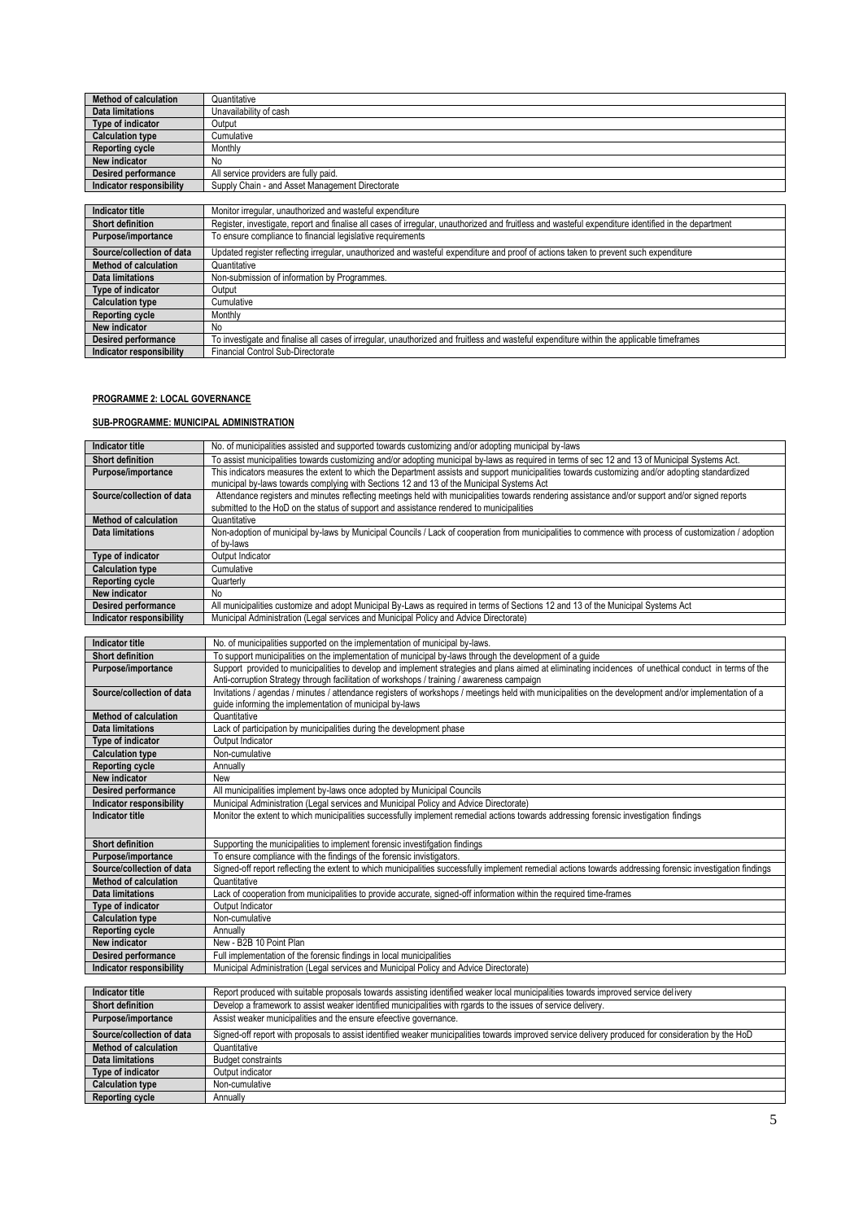| | |
|---|---|
| **Method of calculation** | Quantitative |
| **Data limitations** | Unavailability of cash |
| **Type of indicator** | Output |
| **Calculation type** | Cumulative |
| **Reporting cycle** | Monthly |
| **New indicator** | No |
| **Desired performance** | All service providers are fully paid. |
| **Indicator responsibility** | Supply Chain - and Asset Management Directorate |

| | |
|---|---|
| **Indicator title** | Monitor irregular, unauthorized and wasteful expenditure |
| **Short definition** | Register, investigate, report and finalise all cases of irregular, unauthorized and fruitless and wasteful expenditure identified in the department |
| **Purpose/importance** | To ensure compliance to financial legislative requirements |
| **Source/collection of data** | Updated register reflecting irregular, unauthorized and wasteful expenditure and proof of actions taken to prevent such expenditure |
| **Method of calculation** | Quantitative |
| **Data limitations** | Non-submission of information by Programmes. |
| **Type of indicator** | Output |
| **Calculation type** | Cumulative |
| **Reporting cycle** | Monthly |
| **New indicator** | No |
| **Desired performance** | To investigate and finalise all cases of irregular, unauthorized and fruitless and wasteful expenditure within the applicable timeframes |
| **Indicator responsibility** | Financial Control Sub-Directorate |

**PROGRAMME 2: LOCAL GOVERNANCE**

**SUB-PROGRAMME: MUNICIPAL ADMINISTRATION**

| | |
|---|---|
| **Indicator title** | No. of municipalities assisted and supported towards customizing and/or adopting municipal by-laws |
| **Short definition** | To assist municipalities towards customizing and/or adopting municipal by-laws as required in terms of sec 12 and 13 of Municipal Systems Act. |
| **Purpose/importance** | This indicators measures the extent to which the Department assists and support municipalities towards customizing and/or adopting standardized municipal by-laws towards complying with Sections 12 and 13 of the Municipal Systems Act |
| **Source/collection of data** | Attendance registers and minutes reflecting meetings held with municipalities towards rendering assistance and/or support and/or signed reports submitted to the HoD on the status of support and assistance rendered to municipalities |
| **Method of calculation** | Quantitative |
| **Data limitations** | Non-adoption of municipal by-laws by Municipal Councils / Lack of cooperation from municipalities to commence with process of customization / adoption of by-laws |
| **Type of indicator** | Output Indicator |
| **Calculation type** | Cumulative |
| **Reporting cycle** | Quarterly |
| **New indicator** | No |
| **Desired performance** | All municipalities customize and adopt Municipal By-Laws as required in terms of Sections 12 and 13 of the Municipal Systems Act |
| **Indicator responsibility** | Municipal Administration (Legal services and Municipal Policy and Advice Directorate) |

| | |
|---|---|
| **Indicator title** | No. of municipalities supported on the implementation of municipal by-laws. |
| **Short definition** | To support municipalities on the implementation of municipal by-laws through the development of a guide |
| **Purpose/importance** | Support provided to municipalities to develop and implement strategies and plans aimed at eliminating incidences of unethical conduct in terms of the Anti-corruption Strategy through facilitation of workshops / training / awareness campaign |
| **Source/collection of data** | Invitations / agendas / minutes / attendance registers of workshops / meetings held with municipalities on the development and/or implementation of a guide informing the implementation of municipal by-laws |
| **Method of calculation** | Quantitative |
| **Data limitations** | Lack of participation by municipalities during the development phase |
| **Type of indicator** | Output Indicator |
| **Calculation type** | Non-cumulative |
| **Reporting cycle** | Annually |
| **New indicator** | New |
| **Desired performance** | All municipalities implement by-laws once adopted by Municipal Councils |
| **Indicator responsibility** | Municipal Administration (Legal services and Municipal Policy and Advice Directorate) |
| **Indicator title** | Monitor the extent to which municipalities successfully implement remedial actions towards addressing forensic investigation findings |
| **Short definition** | Supporting the municipalities to implement forensic investifgation findings |
| **Purpose/importance** | To ensure compliance with the findings of the forensic invistigators. |
| **Source/collection of data** | Signed-off report reflecting the extent to which municipalities successfully implement remedial actions towards addressing forensic investigation findings |
| **Method of calculation** | Quantitative |
| **Data limitations** | Lack of cooperation from municipalities to provide accurate, signed-off information within the required time-frames |
| **Type of indicator** | Output Indicator |
| **Calculation type** | Non-cumulative |
| **Reporting cycle** | Annually |
| **New indicator** | New - B2B 10 Point Plan |
| **Desired performance** | Full implementation of the forensic findings in local municipalities |
| **Indicator responsibility** | Municipal Administration (Legal services and Municipal Policy and Advice Directorate) |

| | |
|---|---|
| **Indicator title** | Report produced with suitable proposals towards assisting identified weaker local municipalities towards improved service delivery |
| **Short definition** | Develop a framework to assist weaker identified municipalities with rgards to the issues of service delivery. |
| **Purpose/importance** | Assist weaker municipalities and the ensure efeective governance. |
| **Source/collection of data** | Signed-off report with proposals to assist identified weaker municipalities towards improved service delivery produced for consideration by the HoD |
| **Method of calculation** | Quantitative |
| **Data limitations** | Budget constraints |
| **Type of indicator** | Output indicator |
| **Calculation type** | Non-cumulative |
| **Reporting cycle** | Annually |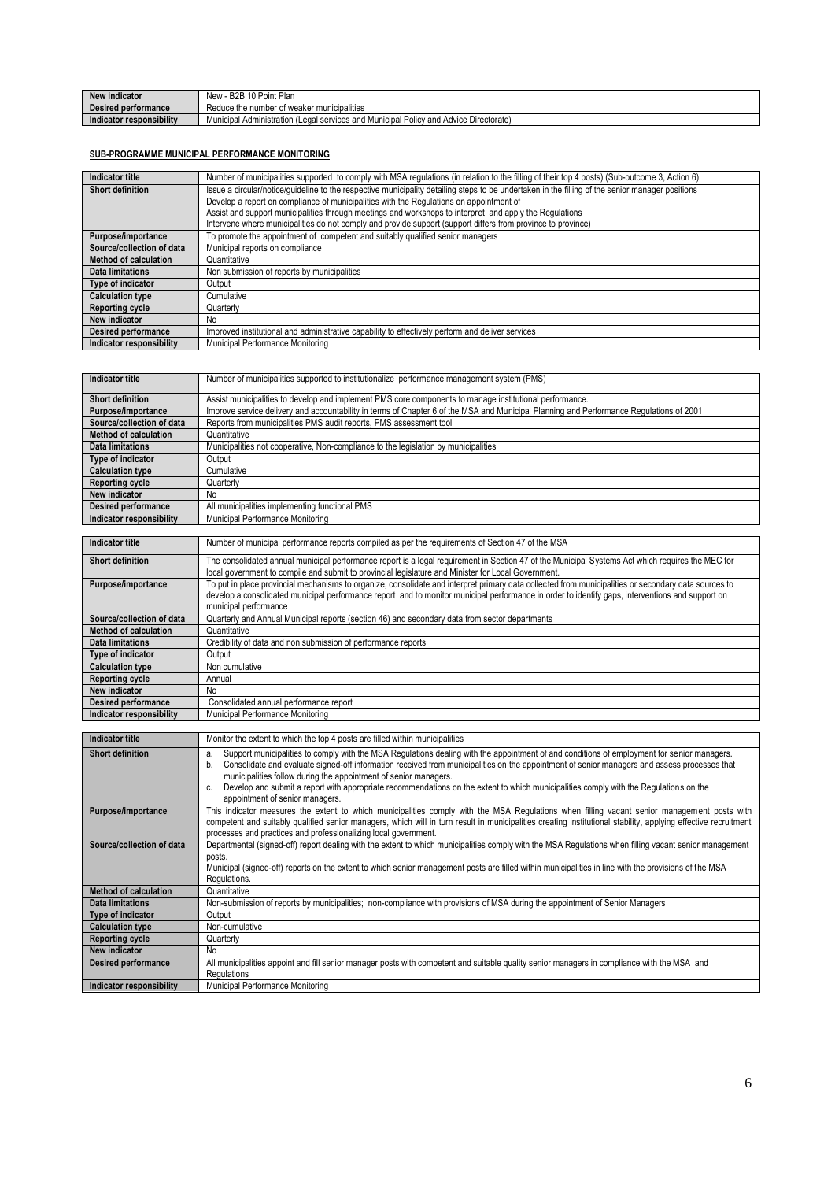| New indicator | New - B2B 10 Point Plan |
|---|---|
| Desired performance | Reduce the number of weaker municipalities |
| Indicator responsibility | Municipal Administration (Legal services and Municipal Policy and Advice Directorate) |

**SUB-PROGRAMME MUNICIPAL PERFORMANCE MONITORING**

| Indicator title | Number of municipalities supported to comply with MSA regulations (in relation to the filling of their top 4 posts) (Sub-outcome 3, Action 6) |
|---|---|
| Short definition | Issue a circular/notice/guideline to the respective municipality detailing steps to be undertaken in the filling of the senior manager positions<br>Develop a report on compliance of municipalities with the Regulations on appointment of<br>Assist and support municipalities through meetings and workshops to interpret and apply the Regulations<br>Intervene where municipalities do not comply and provide support (support differs from province to province) |
| Purpose/importance | To promote the appointment of competent and suitably qualified senior managers |
| Source/collection of data | Municipal reports on compliance |
| Method of calculation | Quantitative |
| Data limitations | Non submission of reports by municipalities |
| Type of indicator | Output |
| Calculation type | Cumulative |
| Reporting cycle | Quarterly |
| New indicator | No |
| Desired performance | Improved institutional and administrative capability to effectively perform and deliver services |
| Indicator responsibility | Municipal Performance Monitoring |

| Indicator title | Number of municipalities supported to institutionalize performance management system (PMS) |
|---|---|
| Short definition | Assist municipalities to develop and implement PMS core components to manage institutional performance. |
| Purpose/importance | Improve service delivery and accountability in terms of Chapter 6 of the MSA and Municipal Planning and Performance Regulations of 2001 |
| Source/collection of data | Reports from municipalities PMS audit reports, PMS assessment tool |
| Method of calculation | Quantitative |
| Data limitations | Municipalities not cooperative, Non-compliance to the legislation by municipalities |
| Type of indicator | Output |
| Calculation type | Cumulative |
| Reporting cycle | Quarterly |
| New indicator | No |
| Desired performance | All municipalities implementing functional PMS |
| Indicator responsibility | Municipal Performance Monitoring |

| Indicator title | Number of municipal performance reports compiled as per the requirements of Section 47 of the MSA |
|---|---|
| Short definition | The consolidated annual municipal performance report is a legal requirement in Section 47 of the Municipal Systems Act which requires the MEC for local government to compile and submit to provincial legislature and Minister for Local Government. |
| Purpose/importance | To put in place provincial mechanisms to organize, consolidate and interpret primary data collected from municipalities or secondary data sources to develop a consolidated municipal performance report and to monitor municipal performance in order to identify gaps, interventions and support on municipal performance |
| Source/collection of data | Quarterly and Annual Municipal reports (section 46) and secondary data from sector departments |
| Method of calculation | Quantitative |
| Data limitations | Credibility of data and non submission of performance reports |
| Type of indicator | Output |
| Calculation type | Non cumulative |
| Reporting cycle | Annual |
| New indicator | No |
| Desired performance | Consolidated annual performance report |
| Indicator responsibility | Municipal Performance Monitoring |

| Indicator title | Monitor the extent to which the top 4 posts are filled within municipalities |
|---|---|
| Short definition | a. Support municipalities to comply with the MSA Regulations dealing with the appointment of and conditions of employment for senior managers.<br>b. Consolidate and evaluate signed-off information received from municipalities on the appointment of senior managers and assess processes that municipalities follow during the appointment of senior managers.<br>c. Develop and submit a report with appropriate recommendations on the extent to which municipalities comply with the Regulations on the appointment of senior managers. |
| Purpose/importance | This indicator measures the extent to which municipalities comply with the MSA Regulations when filling vacant senior management posts with competent and suitably qualified senior managers, which will in turn result in municipalities creating institutional stability, applying effective recruitment processes and practices and professionalizing local government. |
| Source/collection of data | Departmental (signed-off) report dealing with the extent to which municipalities comply with the MSA Regulations when filling vacant senior management posts.<br>Municipal (signed-off) reports on the extent to which senior management posts are filled within municipalities in line with the provisions of the MSA Regulations. |
| Method of calculation | Quantitative |
| Data limitations | Non-submission of reports by municipalities; non-compliance with provisions of MSA during the appointment of Senior Managers |
| Type of indicator | Output |
| Calculation type | Non-cumulative |
| Reporting cycle | Quarterly |
| New indicator | No |
| Desired performance | All municipalities appoint and fill senior manager posts with competent and suitable quality senior managers in compliance with the MSA and Regulations |
| Indicator responsibility | Municipal Performance Monitoring |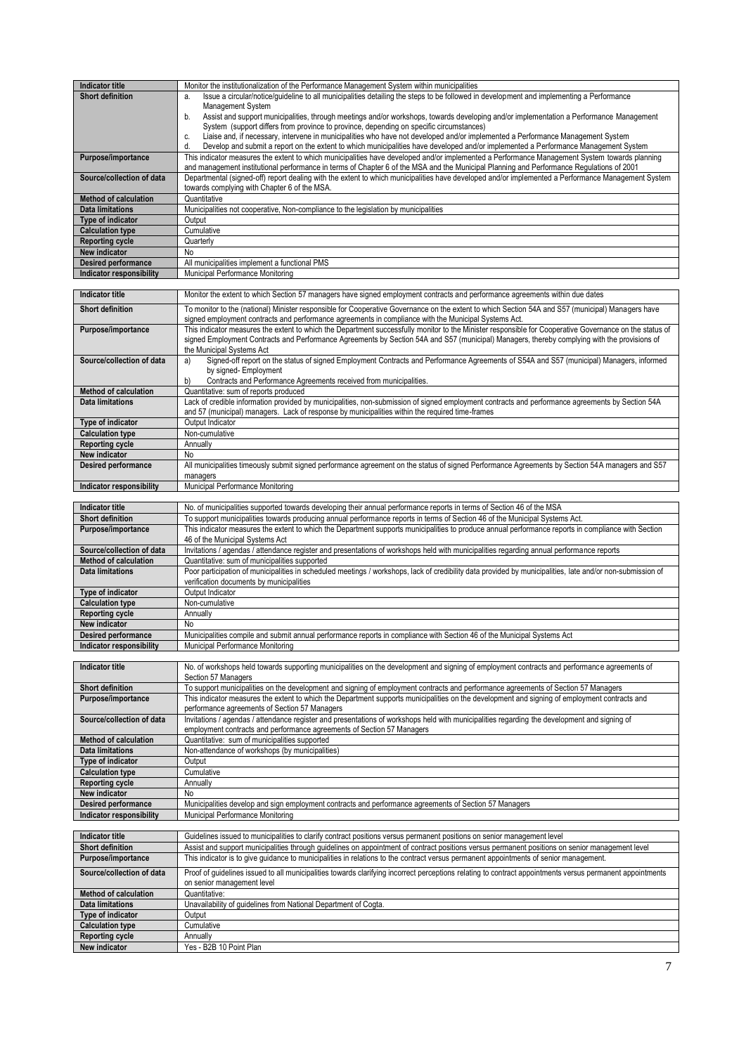| Indicator title | Monitor the institutionalization of the Performance Management System within municipalities |
|---|---|
| Short definition | a. Issue a circular/notice/guideline to all municipalities detailing the steps to be followed in development and implementing a Performance Management System<br>b. Assist and support municipalities, through meetings and/or workshops, towards developing and/or implementation a Performance Management System (support differs from province to province, depending on specific circumstances)<br>c. Liaise and, if necessary, intervene in municipalities who have not developed and/or implemented a Performance Management System<br>d. Develop and submit a report on the extent to which municipalities have developed and/or implemented a Performance Management System |
| Purpose/importance | This indicator measures the extent to which municipalities have developed and/or implemented a Performance Management System towards planning and management institutional performance in terms of Chapter 6 of the MSA and the Municipal Planning and Performance Regulations of 2001 |
| Source/collection of data | Departmental (signed-off) report dealing with the extent to which municipalities have developed and/or implemented a Performance Management System towards complying with Chapter 6 of the MSA. |
| Method of calculation | Quantitative |
| Data limitations | Municipalities not cooperative, Non-compliance to the legislation by municipalities |
| Type of indicator | Output |
| Calculation type | Cumulative |
| Reporting cycle | Quarterly |
| New indicator | No |
| Desired performance | All municipalities implement a functional PMS |
| Indicator responsibility | Municipal Performance Monitoring |

| Indicator title | Monitor the extent to which Section 57 managers have signed employment contracts and performance agreements within due dates |
|---|---|
| Short definition | To monitor to the (national) Minister responsible for Cooperative Governance on the extent to which Section 54A and S57 (municipal) Managers have signed employment contracts and performance agreements in compliance with the Municipal Systems Act. |
| Purpose/importance | This indicator measures the extent to which the Department successfully monitor to the Minister responsible for Cooperative Governance on the status of signed Employment Contracts and Performance Agreements by Section 54A and S57 (municipal) Managers, thereby complying with the provisions of the Municipal Systems Act |
| Source/collection of data | a) Signed-off report on the status of signed Employment Contracts and Performance Agreements of S54A and S57 (municipal) Managers, informed by signed- Employment<br>b) Contracts and Performance Agreements received from municipalities. |
| Method of calculation | Quantitative: sum of reports produced |
| Data limitations | Lack of credible information provided by municipalities, non-submission of signed employment contracts and performance agreements by Section 54A and 57 (municipal) managers. Lack of response by municipalities within the required time-frames |
| Type of indicator | Output Indicator |
| Calculation type | Non-cumulative |
| Reporting cycle | Annually |
| New indicator | No |
| Desired performance | All municipalities timeously submit signed performance agreement on the status of signed Performance Agreements by Section 54A managers and S57 managers |
| Indicator responsibility | Municipal Performance Monitoring |

| Indicator title | No. of municipalities supported towards developing their annual performance reports in terms of Section 46 of the MSA |
|---|---|
| Short definition | To support municipalities towards producing annual performance reports in terms of Section 46 of the Municipal Systems Act. |
| Purpose/importance | This indicator measures the extent to which the Department supports municipalities to produce annual performance reports in compliance with Section 46 of the Municipal Systems Act |
| Source/collection of data | Invitations / agendas / attendance register and presentations of workshops held with municipalities regarding annual performance reports |
| Method of calculation | Quantitative: sum of municipalities supported |
| Data limitations | Poor participation of municipalities in scheduled meetings / workshops, lack of credibility data provided by municipalities, late and/or non-submission of verification documents by municipalities |
| Type of indicator | Output Indicator |
| Calculation type | Non-cumulative |
| Reporting cycle | Annually |
| New indicator | No |
| Desired performance | Municipalities compile and submit annual performance reports in compliance with Section 46 of the Municipal Systems Act |
| Indicator responsibility | Municipal Performance Monitoring |

| Indicator title | No. of workshops held towards supporting municipalities on the development and signing of employment contracts and performance agreements of Section 57 Managers |
|---|---|
| Short definition | To support municipalities on the development and signing of employment contracts and performance agreements of Section 57 Managers |
| Purpose/importance | This indicator measures the extent to which the Department supports municipalities on the development and signing of employment contracts and performance agreements of Section 57 Managers |
| Source/collection of data | Invitations / agendas / attendance register and presentations of workshops held with municipalities regarding the development and signing of employment contracts and performance agreements of Section 57 Managers |
| Method of calculation | Quantitative: sum of municipalities supported |
| Data limitations | Non-attendance of workshops (by municipalities) |
| Type of indicator | Output |
| Calculation type | Cumulative |
| Reporting cycle | Annually |
| New indicator | No |
| Desired performance | Municipalities develop and sign employment contracts and performance agreements of Section 57 Managers |
| Indicator responsibility | Municipal Performance Monitoring |

| Indicator title | Guidelines issued to municipalities to clarify contract positions versus permanent positions on senior management level |
|---|---|
| Short definition | Assist and support municipalities through guidelines on appointment of contract positions versus permanent positions on senior management level |
| Purpose/importance | This indicator is to give guidance to municipalities in relations to the contract versus permanent appointments of senior management. |
| Source/collection of data | Proof of guidelines issued to all municipalities towards clarifying incorrect perceptions relating to contract appointments versus permanent appointments on senior management level |
| Method of calculation | Quantitative: |
| Data limitations | Unavailability of guidelines from National Department of Cogta. |
| Type of indicator | Output |
| Calculation type | Cumulative |
| Reporting cycle | Annually |
| New indicator | Yes - B2B 10 Point Plan |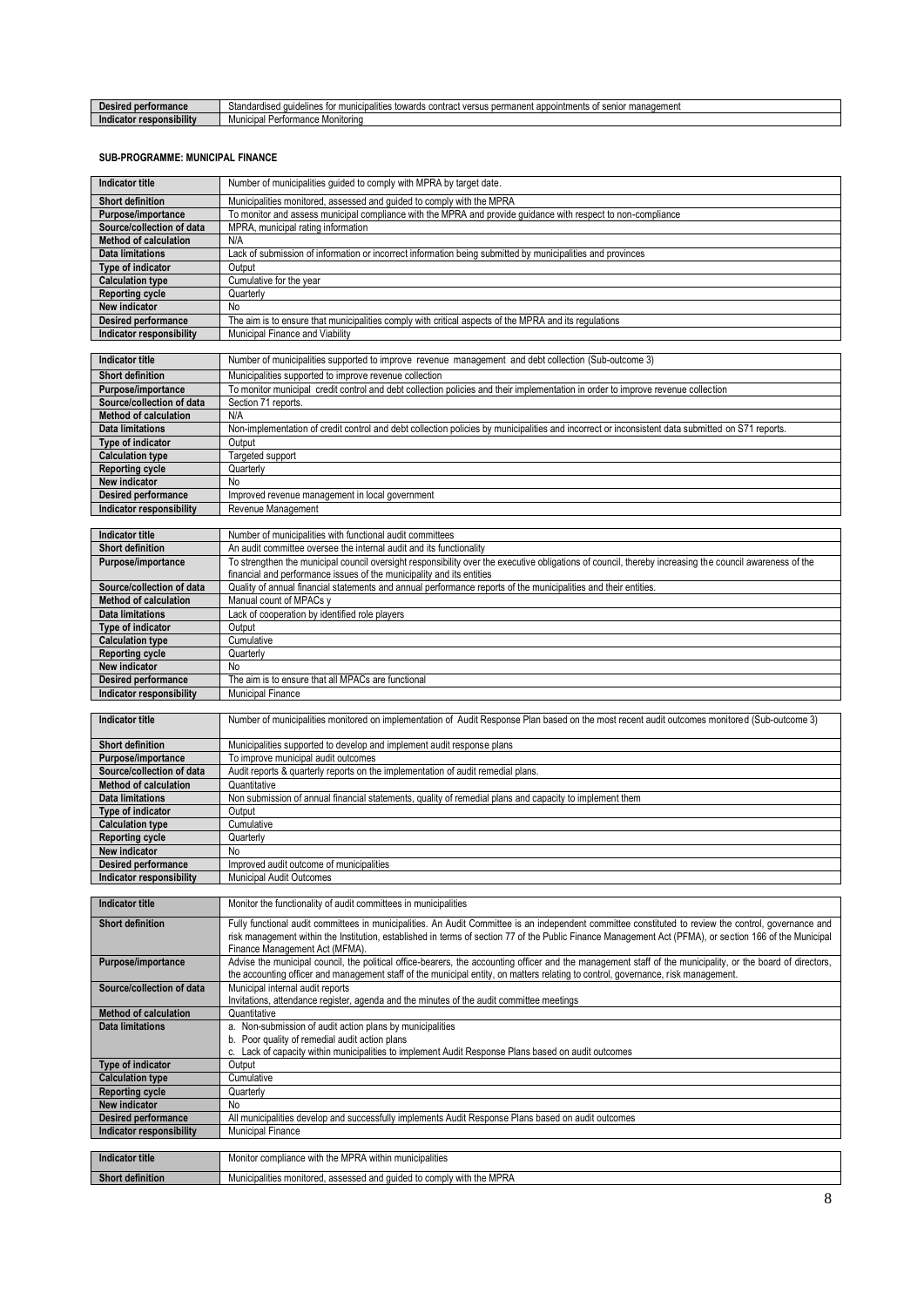| Desired performance | Standardised guidelines for municipalities towards contract versus permanent appointments of senior management |
|---|---|
| Indicator responsibility | Municipal Performance Monitoring |

**SUB-PROGRAMME: MUNICIPAL FINANCE**

| Indicator title | Number of municipalities guided to comply with MPRA by target date. |
|---|---|
| Short definition | Municipalities monitored, assessed and guided to comply with the MPRA |
| Purpose/importance | To monitor and assess municipal compliance with the MPRA and provide guidance with respect to non-compliance |
| Source/collection of data | MPRA, municipal rating information |
| Method of calculation | N/A |
| Data limitations | Lack of submission of information or incorrect information being submitted by municipalities and provinces |
| Type of indicator | Output |
| Calculation type | Cumulative for the year |
| Reporting cycle | Quarterly |
| New indicator | No |
| Desired performance | The aim is to ensure that municipalities comply with critical aspects of the MPRA and its regulations |
| Indicator responsibility | Municipal Finance and Viability |

| Indicator title | Number of municipalities supported to improve revenue management and debt collection (Sub-outcome 3) |
|---|---|
| Short definition | Municipalities supported to improve revenue collection |
| Purpose/importance | To monitor municipal credit control and debt collection policies and their implementation in order to improve revenue collection |
| Source/collection of data | Section 71 reports. |
| Method of calculation | N/A |
| Data limitations | Non-implementation of credit control and debt collection policies by municipalities and incorrect or inconsistent data submitted on S71 reports. |
| Type of indicator | Output |
| Calculation type | Targeted support |
| Reporting cycle | Quarterly |
| New indicator | No |
| Desired performance | Improved revenue management in local government |
| Indicator responsibility | Revenue Management |

| Indicator title | Number of municipalities with functional audit committees |
|---|---|
| Short definition | An audit committee oversee the internal audit and its functionality |
| Purpose/importance | To strengthen the municipal council oversight responsibility over the executive obligations of council, thereby increasing the council awareness of the financial and performance issues of the municipality and its entities |
| Source/collection of data | Quality of annual financial statements and annual performance reports of the municipalities and their entities. |
| Method of calculation | Manual count of MPACs y |
| Data limitations | Lack of cooperation by identified role players |
| Type of indicator | Output |
| Calculation type | Cumulative |
| Reporting cycle | Quarterly |
| New indicator | No |
| Desired performance | The aim is to ensure that all MPACs are functional |
| Indicator responsibility | Municipal Finance |

| Indicator title | Number of municipalities monitored on implementation of Audit Response Plan based on the most recent audit outcomes monitored (Sub-outcome 3) |
|---|---|
| Short definition | Municipalities supported to develop and implement audit response plans |
| Purpose/importance | To improve municipal audit outcomes |
| Source/collection of data | Audit reports & quarterly reports on the implementation of audit remedial plans. |
| Method of calculation | Quantitative |
| Data limitations | Non submission of annual financial statements, quality of remedial plans and capacity to implement them |
| Type of indicator | Output |
| Calculation type | Cumulative |
| Reporting cycle | Quarterly |
| New indicator | No |
| Desired performance | Improved audit outcome of municipalities |
| Indicator responsibility | Municipal Audit Outcomes |

| Indicator title | Monitor the functionality of audit committees in municipalities |
|---|---|
| Short definition | Fully functional audit committees in municipalities. An Audit Committee is an independent committee constituted to review the control, governance and risk management within the Institution, established in terms of section 77 of the Public Finance Management Act (PFMA), or section 166 of the Municipal Finance Management Act (MFMA). |
| Purpose/importance | Advise the municipal council, the political office-bearers, the accounting officer and the management staff of the municipality, or the board of directors, the accounting officer and management staff of the municipal entity, on matters relating to control, governance, risk management. |
| Source/collection of data | Municipal internal audit reports<br>Invitations, attendance register, agenda and the minutes of the audit committee meetings |
| Method of calculation | Quantitative |
| Data limitations | a. Non-submission of audit action plans by municipalities<br>b. Poor quality of remedial audit action plans<br>c. Lack of capacity within municipalities to implement Audit Response Plans based on audit outcomes |
| Type of indicator | Output |
| Calculation type | Cumulative |
| Reporting cycle | Quarterly |
| New indicator | No |
| Desired performance | All municipalities develop and successfully implements Audit Response Plans based on audit outcomes |
| Indicator responsibility | Municipal Finance |

| Indicator title | Monitor compliance with the MPRA within municipalities |
|---|---|
| Short definition | Municipalities monitored, assessed and guided to comply with the MPRA |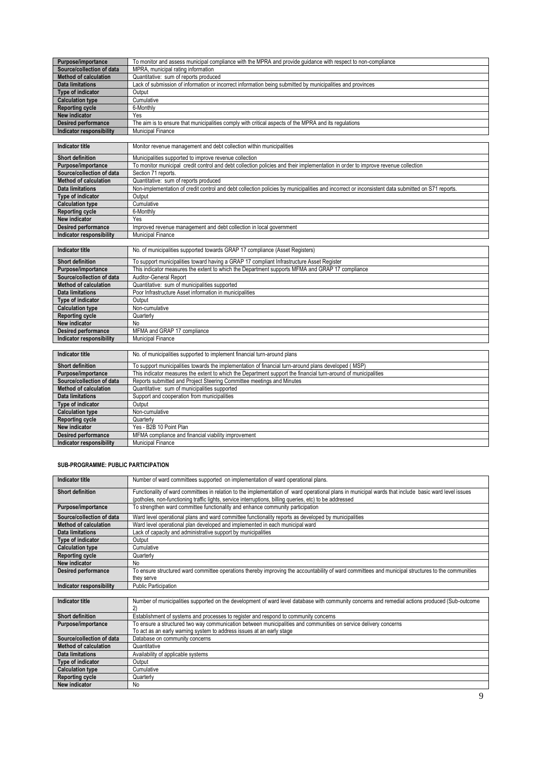| | |
|---|---|
| **Purpose/importance** | To monitor and assess municipal compliance with the MPRA and provide guidance with respect to non-compliance |
| **Source/collection of data** | MPRA, municipal rating information |
| **Method of calculation** | Quantitative: sum of reports produced |
| **Data limitations** | Lack of submission of information or incorrect information being submitted by municipalities and provinces |
| **Type of indicator** | Output |
| **Calculation type** | Cumulative |
| **Reporting cycle** | 6-Monthly |
| **New indicator** | Yes |
| **Desired performance** | The aim is to ensure that municipalities comply with critical aspects of the MPRA and its regulations |
| **Indicator responsibility** | Municipal Finance |

| **Indicator title** | Monitor revenue management and debt collection within municipalities |
|---|---|
| **Short definition** | Municipalities supported to improve revenue collection |
| **Purpose/importance** | To monitor municipal credit control and debt collection policies and their implementation in order to improve revenue collection |
| **Source/collection of data** | Section 71 reports. |
| **Method of calculation** | Quantitative: sum of reports produced |
| **Data limitations** | Non-implementation of credit control and debt collection policies by municipalities and incorrect or inconsistent data submitted on S71 reports. |
| **Type of indicator** | Output |
| **Calculation type** | Cumulative |
| **Reporting cycle** | 6-Monthly |
| **New indicator** | Yes |
| **Desired performance** | Improved revenue management and debt collection in local government |
| **Indicator responsibility** | Municipal Finance |

| **Indicator title** | No. of municipalities supported towards GRAP 17 compliance (Asset Registers) |
|---|---|
| **Short definition** | To support municipalities toward having a GRAP 17 compliant Infrastructure Asset Register |
| **Purpose/importance** | This indicator measures the extent to which the Department supports MFMA and GRAP 17 compliance |
| **Source/collection of data** | Auditor-General Report |
| **Method of calculation** | Quantitative: sum of municipalities supported |
| **Data limitations** | Poor Infrastructure Asset information in municipalities |
| **Type of indicator** | Output |
| **Calculation type** | Non-cumulative |
| **Reporting cycle** | Quarterly |
| **New indicator** | No |
| **Desired performance** | MFMA and GRAP 17 compliance |
| **Indicator responsibility** | Municipal Finance |

| **Indicator title** | No. of municipalities supported to implement financial turn-around plans |
|---|---|
| **Short definition** | To support municipalities towards the implementation of financial turn-around plans developed ( MSP) |
| **Purpose/importance** | This indicator measures the extent to which the Department support the financial turn-around of municipalities |
| **Source/collection of data** | Reports submitted and Project Steering Committee meetings and Minutes |
| **Method of calculation** | Quantitative: sum of municipalities supported |
| **Data limitations** | Support and cooperation from municipalities |
| **Type of indicator** | Output |
| **Calculation type** | Non-cumulative |
| **Reporting cycle** | Quarterly |
| **New indicator** | Yes - B2B 10 Point Plan |
| **Desired performance** | MFMA compliance and financial viability improvement |
| **Indicator responsibility** | Municipal Finance |

#### SUB-PROGRAMME: PUBLIC PARTICIPATION

| **Indicator title** | Number of ward committees supported on implementation of ward operational plans. |
|---|---|
| **Short definition** | Functionality of ward committees in relation to the implementation of ward operational plans in municipal wards that include basic ward level issues (potholes, non-functioning traffic lights, service interruptions, billing queries, etc) to be addressed |
| **Purpose/importance** | To strengthen ward committee functionality and enhance community participation |
| **Source/collection of data** | Ward level operational plans and ward committee functionality reports as developed by municipalities |
| **Method of calculation** | Ward level operational plan developed and implemented in each municipal ward |
| **Data limitations** | Lack of capacity and administrative support by municipalities |
| **Type of indicator** | Output |
| **Calculation type** | Cumulative |
| **Reporting cycle** | Quarterly |
| **New indicator** | No |
| **Desired performance** | To ensure structured ward committee operations thereby improving the accountability of ward committees and municipal structures to the communities they serve |
| **Indicator responsibility** | Public Participation |

| **Indicator title** | Number of municipalities supported on the development of ward level database with community concerns and remedial actions produced (Sub-outcome 2) |
|---|---|
| **Short definition** | Establishment of systems and processes to register and respond to community concerns |
| **Purpose/importance** | To ensure a structured two way communication between municipalities and communities on service delivery concerns<br>To act as an early warning system to address issues at an early stage |
| **Source/collection of data** | Database on community concerns |
| **Method of calculation** | Quantitative |
| **Data limitations** | Availability of applicable systems |
| **Type of indicator** | Output |
| **Calculation type** | Cumulative |
| **Reporting cycle** | Quarterly |
| **New indicator** | No |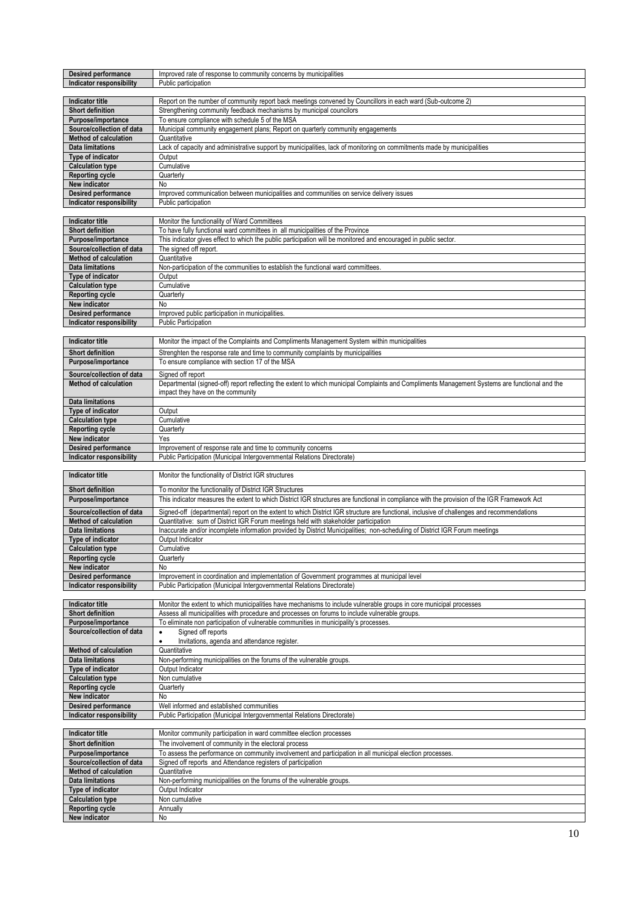| Desired performance | Improved rate of response to community concerns by municipalities |
|---|---|
| Indicator responsibility | Public participation |

| Indicator title | Report on the number of community report back meetings convened by Councillors in each ward (Sub-outcome 2) |
|---|---|
| Short definition | Strengthening community feedback mechanisms by municipal councilors |
| Purpose/importance | To ensure compliance with schedule 5 of the MSA |
| Source/collection of data | Municipal community engagement plans; Report on quarterly community engagements |
| Method of calculation | Quantitative |
| Data limitations | Lack of capacity and administrative support by municipalities, lack of monitoring on commitments made by municipalities |
| Type of indicator | Output |
| Calculation type | Cumulative |
| Reporting cycle | Quarterly |
| New indicator | No |
| Desired performance | Improved communication between municipalities and communities on service delivery issues |
| Indicator responsibility | Public participation |

| Indicator title | Monitor the functionality of Ward Committees |
|---|---|
| Short definition | To have fully functional ward committees in all municipalities of the Province |
| Purpose/importance | This indicator gives effect to which the public participation will be monitored and encouraged in public sector. |
| Source/collection of data | The signed off report. |
| Method of calculation | Quantitative |
| Data limitations | Non-participation of the communities to establish the functional ward committees. |
| Type of indicator | Output |
| Calculation type | Cumulative |
| Reporting cycle | Quarterly |
| New indicator | No |
| Desired performance | Improved public participation in municipalities. |
| Indicator responsibility | Public Participation |

| Indicator title | Monitor the impact of the Complaints and Compliments Management System within municipalities |
|---|---|
| Short definition | Strenghten the response rate and time to community complaints by municipalities |
| Purpose/importance | To ensure compliance with section 17 of the MSA |
| Source/collection of data | Signed off report |
| Method of calculation | Departmental (signed-off) report reflecting the extent to which municipal Complaints and Compliments Management Systems are functional and the impact they have on the community |
| Data limitations | |
| Type of indicator | Output |
| Calculation type | Cumulative |
| Reporting cycle | Quarterly |
| New indicator | Yes |
| Desired performance | Improvement of response rate and time to community concerns |
| Indicator responsibility | Public Participation (Municipal Intergovernmental Relations Directorate) |

| Indicator title | Monitor the functionality of District IGR structures |
|---|---|
| Short definition | To monitor the functionality of District IGR Structures |
| Purpose/importance | This indicator measures the extent to which District IGR structures are functional in compliance with the provision of the IGR Framework Act |
| Source/collection of data | Signed-off (departmental) report on the extent to which District IGR structure are functional, inclusive of challenges and recommendations |
| Method of calculation | Quantitative: sum of District IGR Forum meetings held with stakeholder participation |
| Data limitations | Inaccurate and/or incomplete information provided by District Municipalities; non-scheduling of District IGR Forum meetings |
| Type of indicator | Output Indicator |
| Calculation type | Cumulative |
| Reporting cycle | Quarterly |
| New indicator | No |
| Desired performance | Improvement in coordination and implementation of Government programmes at municipal level |
| Indicator responsibility | Public Participation (Municipal Intergovernmental Relations Directorate) |

| Indicator title | Monitor the extent to which municipalities have mechanisms to include vulnerable groups in core municipal processes |
|---|---|
| Short definition | Assess all municipalities with procedure and processes on forums to include vulnerable groups. |
| Purpose/importance | To eliminate non participation of vulnerable communities in municipality's processes. |
| Source/collection of data | • Signed off reports<br>• Invitations, agenda and attendance register. |
| Method of calculation | Quantitative |
| Data limitations | Non-performing municipalities on the forums of the vulnerable groups. |
| Type of indicator | Output Indicator |
| Calculation type | Non cumulative |
| Reporting cycle | Quarterly |
| New indicator | No |
| Desired performance | Well informed and established communities |
| Indicator responsibility | Public Participation (Municipal Intergovernmental Relations Directorate) |

| Indicator title | Monitor community participation in ward committee election processes |
|---|---|
| Short definition | The involvement of community in the electoral process |
| Purpose/importance | To assess the performance on community involvement and participation in all municipal election processes. |
| Source/collection of data | Signed off reports and Attendance registers of participation |
| Method of calculation | Quantitative |
| Data limitations | Non-performing municipalities on the forums of the vulnerable groups. |
| Type of indicator | Output Indicator |
| Calculation type | Non cumulative |
| Reporting cycle | Annually |
| New indicator | No |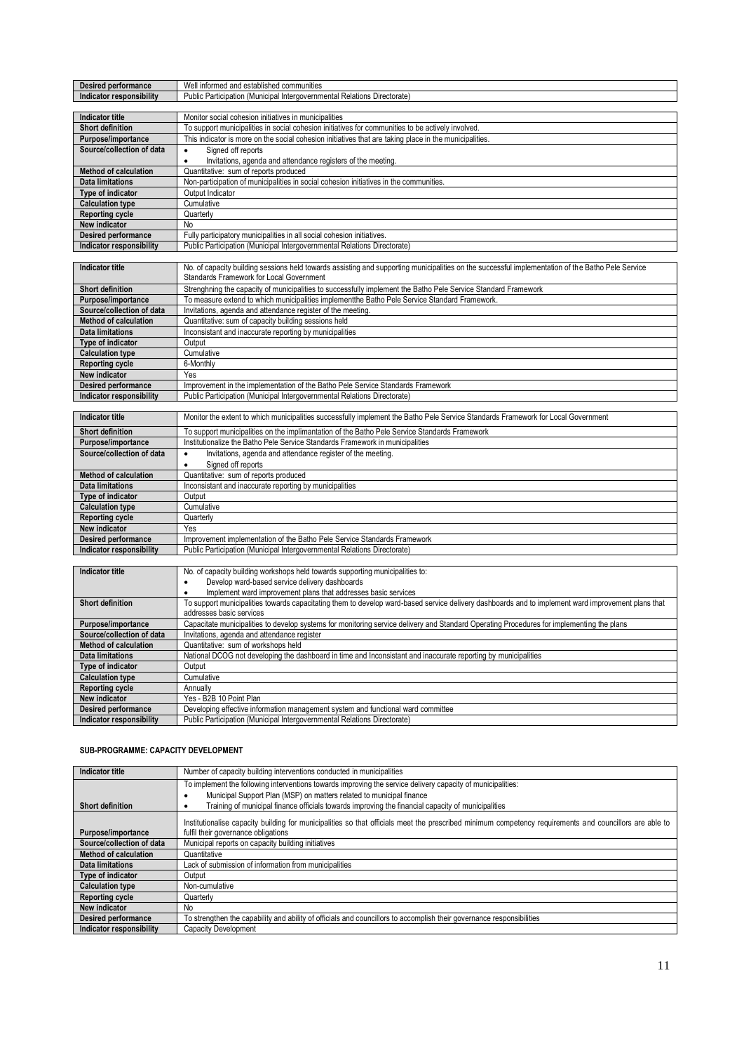| | |
|---|---|
| **Desired performance** | Well informed and established communities |
| **Indicator responsibility** | Public Participation (Municipal Intergovernmental Relations Directorate) |

| | |
|---|---|
| **Indicator title** | Monitor social cohesion initiatives in municipalities |
| **Short definition** | To support municipalities in social cohesion initiatives for communities to be actively involved. |
| **Purpose/importance** | This indicator is more on the social cohesion initiatives that are taking place in the municipalities. |
| **Source/collection of data** | • Signed off reports<br>• Invitations, agenda and attendance registers of the meeting. |
| **Method of calculation** | Quantitative: sum of reports produced |
| **Data limitations** | Non-participation of municipalities in social cohesion initiatives in the communities. |
| **Type of indicator** | Output Indicator |
| **Calculation type** | Cumulative |
| **Reporting cycle** | Quarterly |
| **New indicator** | No |
| **Desired performance** | Fully participatory municipalities in all social cohesion initiatives. |
| **Indicator responsibility** | Public Participation (Municipal Intergovernmental Relations Directorate) |

| | |
|---|---|
| **Indicator title** | No. of capacity building sessions held towards assisting and supporting municipalities on the successful implementation of the Batho Pele Service Standards Framework for Local Government |
| **Short definition** | Strenghning the capacity of municipalities to successfully implement the Batho Pele Service Standard Framework |
| **Purpose/importance** | To measure extend to which municipalities implementthe Batho Pele Service Standard Framework. |
| **Source/collection of data** | Invitations, agenda and attendance register of the meeting. |
| **Method of calculation** | Quantitative: sum of capacity building sessions held |
| **Data limitations** | Inconsistant and inaccurate reporting by municipalities |
| **Type of indicator** | Output |
| **Calculation type** | Cumulative |
| **Reporting cycle** | 6-Monthly |
| **New indicator** | Yes |
| **Desired performance** | Improvement in the implementation of the Batho Pele Service Standards Framework |
| **Indicator responsibility** | Public Participation (Municipal Intergovernmental Relations Directorate) |

| | |
|---|---|
| **Indicator title** | Monitor the extent to which municipalities successfully implement the Batho Pele Service Standards Framework for Local Government |
| **Short definition** | To support municipalities on the implimantation of the Batho Pele Service Standards Framework |
| **Purpose/importance** | Institutionalize the Batho Pele Service Standards Framework in municipalities |
| **Source/collection of data** | • Invitations, agenda and attendance register of the meeting.<br>• Signed off reports |
| **Method of calculation** | Quantitative: sum of reports produced |
| **Data limitations** | Inconsistant and inaccurate reporting by municipalities |
| **Type of indicator** | Output |
| **Calculation type** | Cumulative |
| **Reporting cycle** | Quarterly |
| **New indicator** | Yes |
| **Desired performance** | Improvement implementation of the Batho Pele Service Standards Framework |
| **Indicator responsibility** | Public Participation (Municipal Intergovernmental Relations Directorate) |

| | |
|---|---|
| **Indicator title** | No. of capacity building workshops held towards supporting municipalities to:<br>• Develop ward-based service delivery dashboards<br>• Implement ward improvement plans that addresses basic services |
| **Short definition** | To support municipalities towards capacitating them to develop ward-based service delivery dashboards and to implement ward improvement plans that addresses basic services |
| **Purpose/importance** | Capacitate municipalities to develop systems for monitoring service delivery and Standard Operating Procedures for implementing the plans |
| **Source/collection of data** | Invitations, agenda and attendance register |
| **Method of calculation** | Quantitative: sum of workshops held |
| **Data limitations** | National DCOG not developing the dashboard in time and Inconsistant and inaccurate reporting by municipalities |
| **Type of indicator** | Output |
| **Calculation type** | Cumulative |
| **Reporting cycle** | Annually |
| **New indicator** | Yes - B2B 10 Point Plan |
| **Desired performance** | Developing effective information management system and functional ward committee |
| **Indicator responsibility** | Public Participation (Municipal Intergovernmental Relations Directorate) |

#### SUB-PROGRAMME: CAPACITY DEVELOPMENT

| | |
|---|---|
| **Indicator title** | Number of capacity building interventions conducted in municipalities |
| **Short definition** | To implement the following interventions towards improving the service delivery capacity of municipalities:<br>• Municipal Support Plan (MSP) on matters related to municipal finance<br>• Training of municipal finance officials towards improving the financial capacity of municipalities |
| **Purpose/importance** | Institutionalise capacity building for municipalities so that officials meet the prescribed minimum competency requirements and councillors are able to fulfil their governance obligations |
| **Source/collection of data** | Municipal reports on capacity building initiatives |
| **Method of calculation** | Quantitative |
| **Data limitations** | Lack of submission of information from municipalities |
| **Type of indicator** | Output |
| **Calculation type** | Non-cumulative |
| **Reporting cycle** | Quarterly |
| **New indicator** | No |
| **Desired performance** | To strengthen the capability and ability of officials and councillors to accomplish their governance responsibilities |
| **Indicator responsibility** | Capacity Development |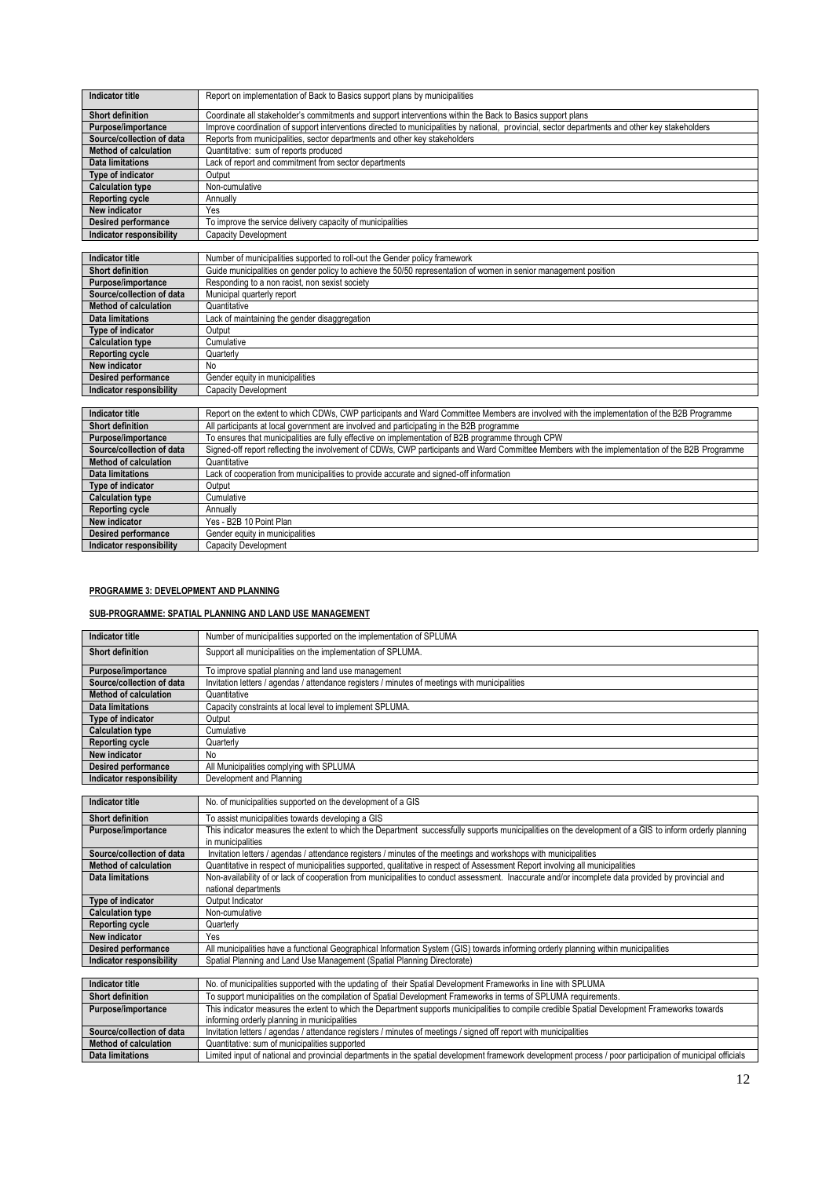| Indicator title | Report on implementation of Back to Basics support plans by municipalities |
|---|---|
| Short definition | Coordinate all stakeholder's commitments and support interventions within the Back to Basics support plans |
| Purpose/importance | Improve coordination of support interventions directed to municipalities by national, provincial, sector departments and other key stakeholders |
| Source/collection of data | Reports from municipalities, sector departments and other key stakeholders |
| Method of calculation | Quantitative: sum of reports produced |
| Data limitations | Lack of report and commitment from sector departments |
| Type of indicator | Output |
| Calculation type | Non-cumulative |
| Reporting cycle | Annually |
| New indicator | Yes |
| Desired performance | To improve the service delivery capacity of municipalities |
| Indicator responsibility | Capacity Development |

| Indicator title | Number of municipalities supported to roll-out the Gender policy framework |
|---|---|
| Short definition | Guide municipalities on gender policy to achieve the 50/50 representation of women in senior management position |
| Purpose/importance | Responding to a non racist, non sexist society |
| Source/collection of data | Municipal quarterly report |
| Method of calculation | Quantitative |
| Data limitations | Lack of maintaining the gender disaggregation |
| Type of indicator | Output |
| Calculation type | Cumulative |
| Reporting cycle | Quarterly |
| New indicator | No |
| Desired performance | Gender equity in municipalities |
| Indicator responsibility | Capacity Development |

| Indicator title | Report on the extent to which CDWs, CWP participants and Ward Committee Members are involved with the implementation of the B2B Programme |
|---|---|
| Short definition | All participants at local government are involved and participating in the B2B programme |
| Purpose/importance | To ensures that municipalities are fully effective on implementation of B2B programme through CPW |
| Source/collection of data | Signed-off report reflecting the involvement of CDWs, CWP participants and Ward Committee Members with the implementation of the B2B Programme |
| Method of calculation | Quantitative |
| Data limitations | Lack of cooperation from municipalities to provide accurate and signed-off information |
| Type of indicator | Output |
| Calculation type | Cumulative |
| Reporting cycle | Annually |
| New indicator | Yes - B2B 10 Point Plan |
| Desired performance | Gender equity in municipalities |
| Indicator responsibility | Capacity Development |

**PROGRAMME 3: DEVELOPMENT AND PLANNING**

**SUB-PROGRAMME: SPATIAL PLANNING AND LAND USE MANAGEMENT**

| Indicator title | Number of municipalities supported on the implementation of SPLUMA |
|---|---|
| Short definition | Support all municipalities on the implementation of SPLUMA. |
| Purpose/importance | To improve spatial planning and land use management |
| Source/collection of data | Invitation letters / agendas / attendance registers / minutes of meetings with municipalities |
| Method of calculation | Quantitative |
| Data limitations | Capacity constraints at local level to implement SPLUMA. |
| Type of indicator | Output |
| Calculation type | Cumulative |
| Reporting cycle | Quarterly |
| New indicator | No |
| Desired performance | All Municipalities complying with SPLUMA |
| Indicator responsibility | Development and Planning |

| Indicator title | No. of municipalities supported on the development of a GIS |
|---|---|
| Short definition | To assist municipalities towards developing a GIS |
| Purpose/importance | This indicator measures the extent to which the Department successfully supports municipalities on the development of a GIS to inform orderly planning in municipalities |
| Source/collection of data | Invitation letters / agendas / attendance registers / minutes of the meetings and workshops with municipalities |
| Method of calculation | Quantitative in respect of municipalities supported, qualitative in respect of Assessment Report involving all municipalities |
| Data limitations | Non-availability of or lack of cooperation from municipalities to conduct assessment. Inaccurate and/or incomplete data provided by provincial and national departments |
| Type of indicator | Output Indicator |
| Calculation type | Non-cumulative |
| Reporting cycle | Quarterly |
| New indicator | Yes |
| Desired performance | All municipalities have a functional Geographical Information System (GIS) towards informing orderly planning within municipalities |
| Indicator responsibility | Spatial Planning and Land Use Management (Spatial Planning Directorate) |

| Indicator title | No. of municipalities supported with the updating of their Spatial Development Frameworks in line with SPLUMA |
|---|---|
| Short definition | To support municipalities on the compilation of Spatial Development Frameworks in terms of SPLUMA requirements. |
| Purpose/importance | This indicator measures the extent to which the Department supports municipalities to compile credible Spatial Development Frameworks towards informing orderly planning in municipalities |
| Source/collection of data | Invitation letters / agendas / attendance registers / minutes of meetings / signed off report with municipalities |
| Method of calculation | Quantitative: sum of municipalities supported |
| Data limitations | Limited input of national and provincial departments in the spatial development framework development process / poor participation of municipal officials |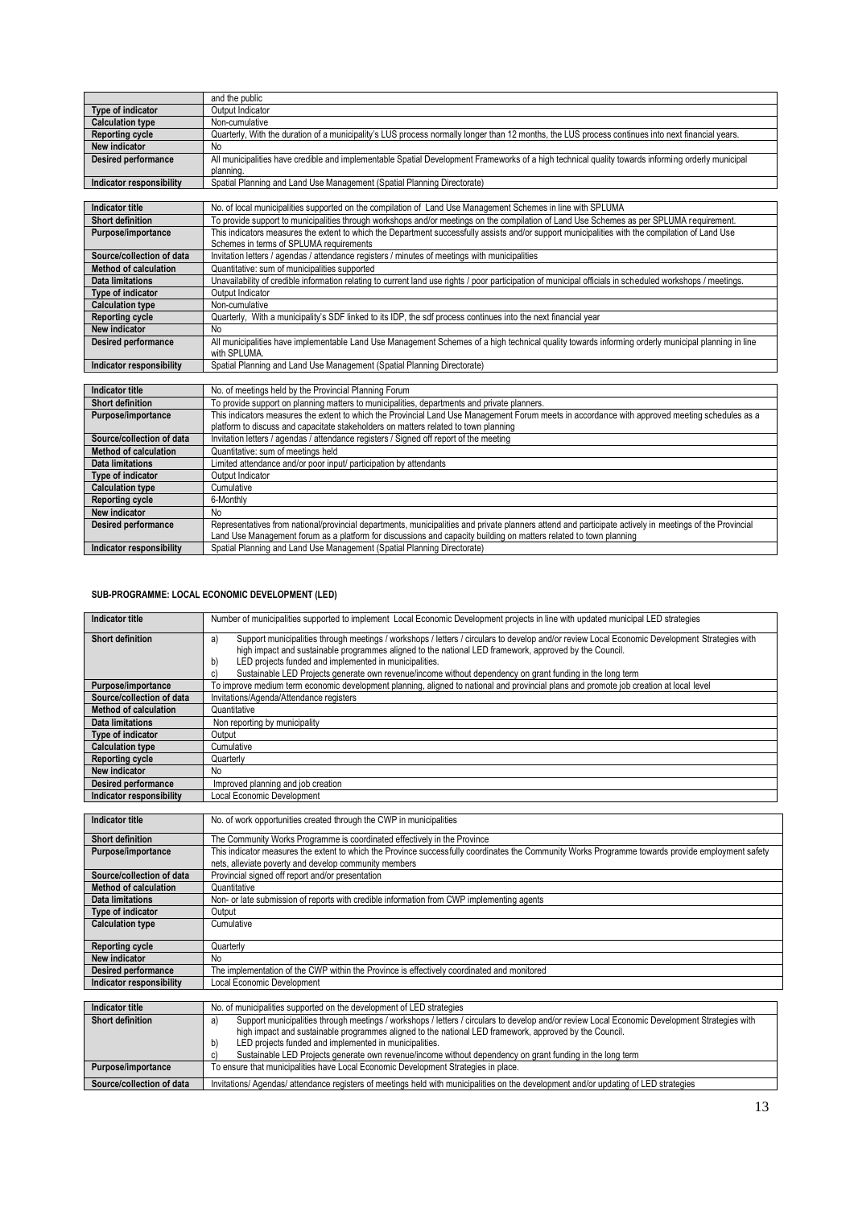| | and the public |
|---|---|
| **Type of indicator** | Output Indicator |
| **Calculation type** | Non-cumulative |
| **Reporting cycle** | Quarterly, With the duration of a municipality's LUS process normally longer than 12 months, the LUS process continues into next financial years. |
| **New indicator** | No |
| **Desired performance** | All municipalities have credible and implementable Spatial Development Frameworks of a high technical quality towards informing orderly municipal planning. |
| **Indicator responsibility** | Spatial Planning and Land Use Management (Spatial Planning Directorate) |

| **Indicator title** | No. of local municipalities supported on the compilation of Land Use Management Schemes in line with SPLUMA |
|---|---|
| **Short definition** | To provide support to municipalities through workshops and/or meetings on the compilation of Land Use Schemes as per SPLUMA requirement. |
| **Purpose/importance** | This indicators measures the extent to which the Department successfully assists and/or support municipalities with the compilation of Land Use Schemes in terms of SPLUMA requirements |
| **Source/collection of data** | Invitation letters / agendas / attendance registers / minutes of meetings with municipalities |
| **Method of calculation** | Quantitative: sum of municipalities supported |
| **Data limitations** | Unavailability of credible information relating to current land use rights / poor participation of municipal officials in scheduled workshops / meetings. |
| **Type of indicator** | Output Indicator |
| **Calculation type** | Non-cumulative |
| **Reporting cycle** | Quarterly, With a municipality's SDF linked to its IDP, the sdf process continues into the next financial year |
| **New indicator** | No |
| **Desired performance** | All municipalities have implementable Land Use Management Schemes of a high technical quality towards informing orderly municipal planning in line with SPLUMA. |
| **Indicator responsibility** | Spatial Planning and Land Use Management (Spatial Planning Directorate) |

| **Indicator title** | No. of meetings held by the Provincial Planning Forum |
|---|---|
| **Short definition** | To provide support on planning matters to municipalities, departments and private planners. |
| **Purpose/importance** | This indicators measures the extent to which the Provincial Land Use Management Forum meets in accordance with approved meeting schedules as a platform to discuss and capacitate stakeholders on matters related to town planning |
| **Source/collection of data** | Invitation letters / agendas / attendance registers / Signed off report of the meeting |
| **Method of calculation** | Quantitative: sum of meetings held |
| **Data limitations** | Limited attendance and/or poor input/ participation by attendants |
| **Type of indicator** | Output Indicator |
| **Calculation type** | Cumulative |
| **Reporting cycle** | 6-Monthly |
| **New indicator** | No |
| **Desired performance** | Representatives from national/provincial departments, municipalities and private planners attend and participate actively in meetings of the Provincial Land Use Management forum as a platform for discussions and capacity building on matters related to town planning |
| **Indicator responsibility** | Spatial Planning and Land Use Management (Spatial Planning Directorate) |

## SUB-PROGRAMME: LOCAL ECONOMIC DEVELOPMENT (LED)

| **Indicator title** | Number of municipalities supported to implement Local Economic Development projects in line with updated municipal LED strategies |
|---|---|
| **Short definition** | a) Support municipalities through meetings / workshops / letters / circulars to develop and/or review Local Economic Development Strategies with high impact and sustainable programmes aligned to the national LED framework, approved by the Council.<br>b) LED projects funded and implemented in municipalities.<br>c) Sustainable LED Projects generate own revenue/income without dependency on grant funding in the long term |
| **Purpose/importance** | To improve medium term economic development planning, aligned to national and provincial plans and promote job creation at local level |
| **Source/collection of data** | Invitations/Agenda/Attendance registers |
| **Method of calculation** | Quantitative |
| **Data limitations** | Non reporting by municipality |
| **Type of indicator** | Output |
| **Calculation type** | Cumulative |
| **Reporting cycle** | Quarterly |
| **New indicator** | No |
| **Desired performance** | Improved planning and job creation |
| **Indicator responsibility** | Local Economic Development |

| **Indicator title** | No. of work opportunities created through the CWP in municipalities |
|---|---|
| **Short definition** | The Community Works Programme is coordinated effectively in the Province |
| **Purpose/importance** | This indicator measures the extent to which the Province successfully coordinates the Community Works Programme towards provide employment safety nets, alleviate poverty and develop community members |
| **Source/collection of data** | Provincial signed off report and/or presentation |
| **Method of calculation** | Quantitative |
| **Data limitations** | Non- or late submission of reports with credible information from CWP implementing agents |
| **Type of indicator** | Output |
| **Calculation type** | Cumulative |
| **Reporting cycle** | Quarterly |
| **New indicator** | No |
| **Desired performance** | The implementation of the CWP within the Province is effectively coordinated and monitored |
| **Indicator responsibility** | Local Economic Development |

| **Indicator title** | No. of municipalities supported on the development of LED strategies |
|---|---|
| **Short definition** | a) Support municipalities through meetings / workshops / letters / circulars to develop and/or review Local Economic Development Strategies with high impact and sustainable programmes aligned to the national LED framework, approved by the Council.<br>b) LED projects funded and implemented in municipalities.<br>c) Sustainable LED Projects generate own revenue/income without dependency on grant funding in the long term |
| **Purpose/importance** | To ensure that municipalities have Local Economic Development Strategies in place. |
| **Source/collection of data** | Invitations/ Agendas/ attendance registers of meetings held with municipalities on the development and/or updating of LED strategies |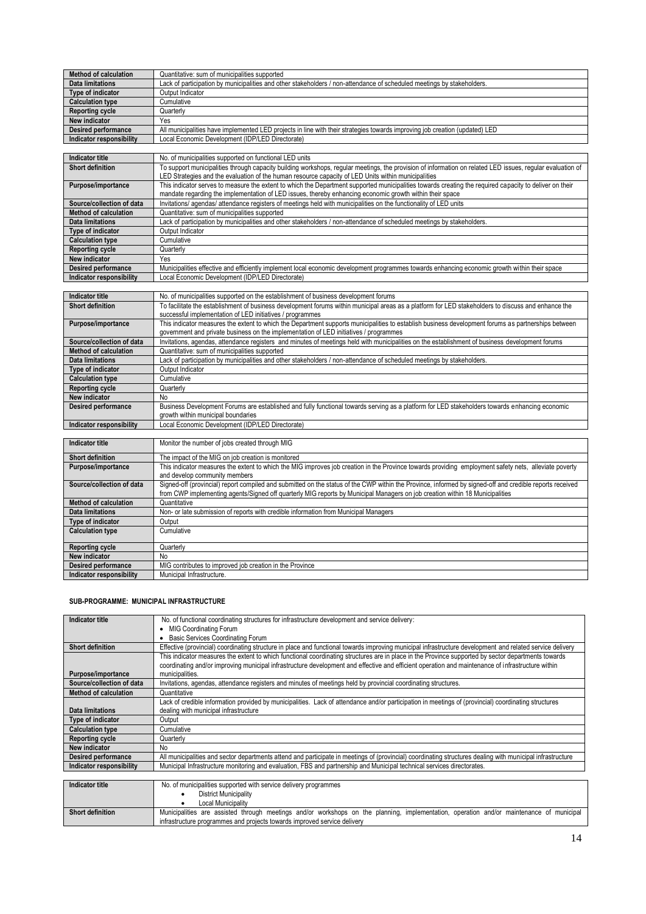| | |
|---|---|
| **Method of calculation** | Quantitative: sum of municipalities supported |
| **Data limitations** | Lack of participation by municipalities and other stakeholders / non-attendance of scheduled meetings by stakeholders. |
| **Type of indicator** | Output Indicator |
| **Calculation type** | Cumulative |
| **Reporting cycle** | Quarterly |
| **New indicator** | Yes |
| **Desired performance** | All municipalities have implemented LED projects in line with their strategies towards improving job creation (updated) LED |
| **Indicator responsibility** | Local Economic Development (IDP/LED Directorate) |

| | |
|---|---|
| **Indicator title** | No. of municipalities supported on functional LED units |
| **Short definition** | To support municipalities through capacity building workshops, regular meetings, the provision of information on related LED issues, regular evaluation of LED Strategies and the evaluation of the human resource capacity of LED Units within municipalities |
| **Purpose/importance** | This indicator serves to measure the extent to which the Department supported municipalities towards creating the required capacity to deliver on their mandate regarding the implementation of LED issues, thereby enhancing economic growth within their space |
| **Source/collection of data** | Invitations/ agendas/ attendance registers of meetings held with municipalities on the functionality of LED units |
| **Method of calculation** | Quantitative: sum of municipalities supported |
| **Data limitations** | Lack of participation by municipalities and other stakeholders / non-attendance of scheduled meetings by stakeholders. |
| **Type of indicator** | Output Indicator |
| **Calculation type** | Cumulative |
| **Reporting cycle** | Quarterly |
| **New indicator** | Yes |
| **Desired performance** | Municipalities effective and efficiently implement local economic development programmes towards enhancing economic growth within their space |
| **Indicator responsibility** | Local Economic Development (IDP/LED Directorate) |

| | |
|---|---|
| **Indicator title** | No. of municipalities supported on the establishment of business development forums |
| **Short definition** | To facilitate the establishment of business development forums within municipal areas as a platform for LED stakeholders to discuss and enhance the successful implementation of LED initiatives / programmes |
| **Purpose/importance** | This indicator measures the extent to which the Department supports municipalities to establish business development forums as partnerships between government and private business on the implementation of LED initiatives / programmes |
| **Source/collection of data** | Invitations, agendas, attendance registers and minutes of meetings held with municipalities on the establishment of business development forums |
| **Method of calculation** | Quantitative: sum of municipalities supported |
| **Data limitations** | Lack of participation by municipalities and other stakeholders / non-attendance of scheduled meetings by stakeholders. |
| **Type of indicator** | Output Indicator |
| **Calculation type** | Cumulative |
| **Reporting cycle** | Quarterly |
| **New indicator** | No |
| **Desired performance** | Business Development Forums are established and fully functional towards serving as a platform for LED stakeholders towards enhancing economic growth within municipal boundaries |
| **Indicator responsibility** | Local Economic Development (IDP/LED Directorate) |

| | |
|---|---|
| **Indicator title** | Monitor the number of jobs created through MIG |
| **Short definition** | The impact of the MIG on job creation is monitored |
| **Purpose/importance** | This indicator measures the extent to which the MIG improves job creation in the Province towards providing employment safety nets, alleviate poverty and develop community members |
| **Source/collection of data** | Signed-off (provincial) report compiled and submitted on the status of the CWP within the Province, informed by signed-off and credible reports received from CWP implementing agents/Signed off quarterly MIG reports by Municipal Managers on job creation within 18 Municipalities |
| **Method of calculation** | Quantitative |
| **Data limitations** | Non- or late submission of reports with credible information from Municipal Managers |
| **Type of indicator** | Output |
| **Calculation type** | Cumulative |
| **Reporting cycle** | Quarterly |
| **New indicator** | No |
| **Desired performance** | MIG contributes to improved job creation in the Province |
| **Indicator responsibility** | Municipal Infrastructure. |

#### SUB-PROGRAMME: MUNICIPAL INFRASTRUCTURE

| | |
|---|---|
| **Indicator title** | No. of functional coordinating structures for infrastructure development and service delivery:<br>• MIG Coordinating Forum<br>• Basic Services Coordinating Forum |
| **Short definition** | Effective (provincial) coordinating structure in place and functional towards improving municipal infrastructure development and related service delivery |
| **Purpose/importance** | This indicator measures the extent to which functional coordinating structures are in place in the Province supported by sector departments towards coordinating and/or improving municipal infrastructure development and effective and efficient operation and maintenance of infrastructure within municipalities. |
| **Source/collection of data** | Invitations, agendas, attendance registers and minutes of meetings held by provincial coordinating structures. |
| **Method of calculation** | Quantitative |
| **Data limitations** | Lack of credible information provided by municipalities. Lack of attendance and/or participation in meetings of (provincial) coordinating structures dealing with municipal infrastructure |
| **Type of indicator** | Output |
| **Calculation type** | Cumulative |
| **Reporting cycle** | Quarterly |
| **New indicator** | No |
| **Desired performance** | All municipalities and sector departments attend and participate in meetings of (provincial) coordinating structures dealing with municipal infrastructure |
| **Indicator responsibility** | Municipal Infrastructure monitoring and evaluation, FBS and partnership and Municipal technical services directorates. |

| | |
|---|---|
| **Indicator title** | No. of municipalities supported with service delivery programmes<br>• District Municipality<br>• Local Municipality |
| **Short definition** | Municipalities are assisted through meetings and/or workshops on the planning, implementation, operation and/or maintenance of municipal infrastructure programmes and projects towards improved service delivery |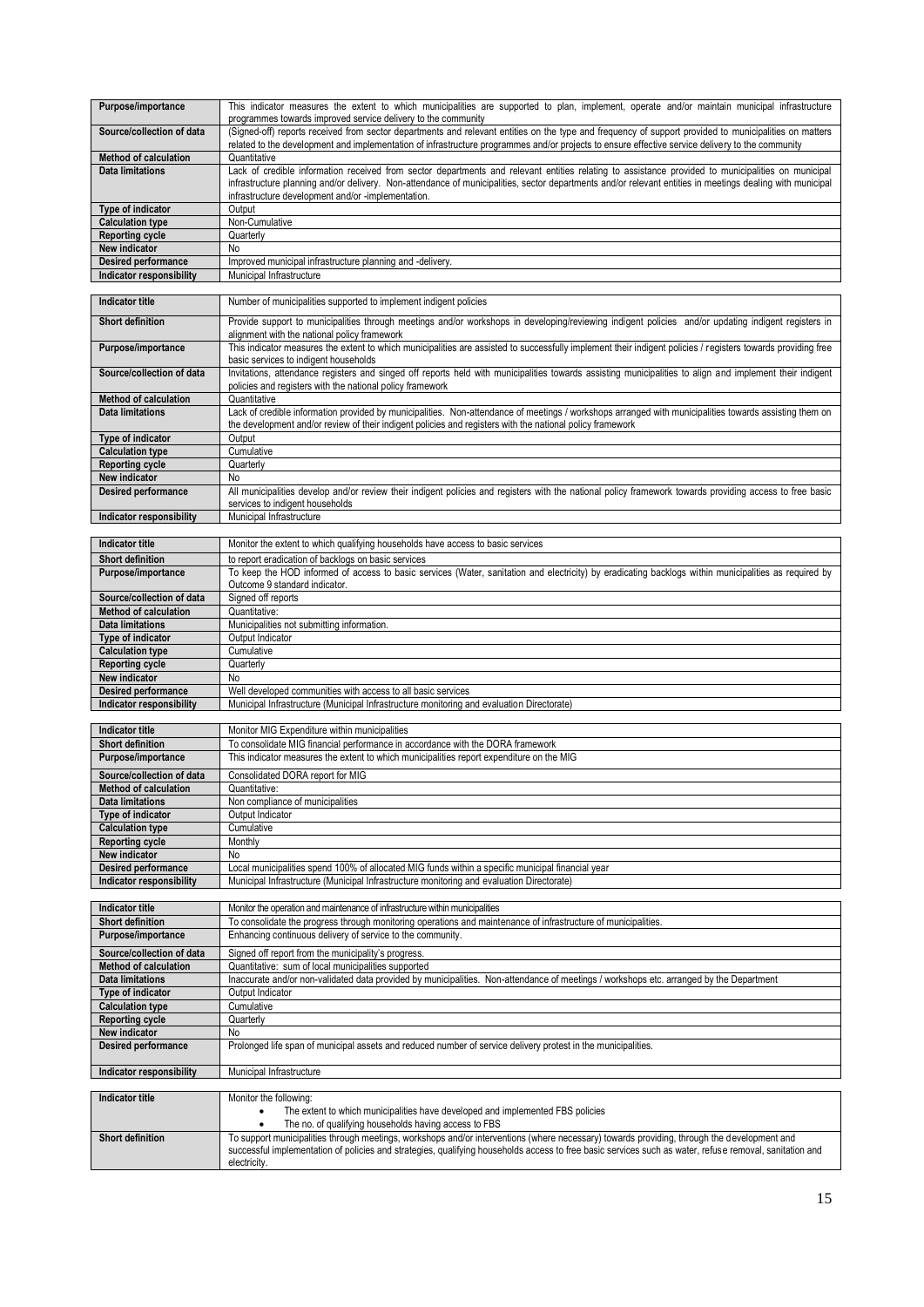| Purpose/importance | This indicator measures the extent to which municipalities are supported to plan, implement, operate and/or maintain municipal infrastructure programmes towards improved service delivery to the community |
| --- | --- |
| Source/collection of data | (Signed-off) reports received from sector departments and relevant entities on the type and frequency of support provided to municipalities on matters related to the development and implementation of infrastructure programmes and/or projects to ensure effective service delivery to the community |
| Method of calculation | Quantitative |
| Data limitations | Lack of credible information received from sector departments and relevant entities relating to assistance provided to municipalities on municipal infrastructure planning and/or delivery. Non-attendance of municipalities, sector departments and/or relevant entities in meetings dealing with municipal infrastructure development and/or -implementation. |
| Type of indicator | Output |
| Calculation type | Non-Cumulative |
| Reporting cycle | Quarterly |
| New indicator | No |
| Desired performance | Improved municipal infrastructure planning and -delivery. |
| Indicator responsibility | Municipal Infrastructure |

| Indicator title | Number of municipalities supported to implement indigent policies |
| --- | --- |
| Short definition | Provide support to municipalities through meetings and/or workshops in developing/reviewing indigent policies and/or updating indigent registers in alignment with the national policy framework |
| Purpose/importance | This indicator measures the extent to which municipalities are assisted to successfully implement their indigent policies / registers towards providing free basic services to indigent households |
| Source/collection of data | Invitations, attendance registers and singed off reports held with municipalities towards assisting municipalities to align and implement their indigent policies and registers with the national policy framework |
| Method of calculation | Quantitative |
| Data limitations | Lack of credible information provided by municipalities. Non-attendance of meetings / workshops arranged with municipalities towards assisting them on the development and/or review of their indigent policies and registers with the national policy framework |
| Type of indicator | Output |
| Calculation type | Cumulative |
| Reporting cycle | Quarterly |
| New indicator | No |
| Desired performance | All municipalities develop and/or review their indigent policies and registers with the national policy framework towards providing access to free basic services to indigent households |
| Indicator responsibility | Municipal Infrastructure |

| Indicator title | Monitor the extent to which qualifying households have access to basic services |
| --- | --- |
| Short definition | to report eradication of backlogs on basic services |
| Purpose/importance | To keep the HOD informed of access to basic services (Water, sanitation and electricity) by eradicating backlogs within municipalities as required by Outcome 9 standard indicator. |
| Source/collection of data | Signed off reports |
| Method of calculation | Quantitative: |
| Data limitations | Municipalities not submitting information. |
| Type of indicator | Output Indicator |
| Calculation type | Cumulative |
| Reporting cycle | Quarterly |
| New indicator | No |
| Desired performance | Well developed communities with access to all basic services |
| Indicator responsibility | Municipal Infrastructure (Municipal Infrastructure monitoring and evaluation Directorate) |

| Indicator title | Monitor MIG Expenditure within municipalities |
| --- | --- |
| Short definition | To consolidate MIG financial performance in accordance with the DORA framework |
| Purpose/importance | This indicator measures the extent to which municipalities report expenditure on the MIG |
| Source/collection of data | Consolidated DORA report for MIG |
| Method of calculation | Quantitative: |
| Data limitations | Non compliance of municipalities |
| Type of indicator | Output Indicator |
| Calculation type | Cumulative |
| Reporting cycle | Monthly |
| New indicator | No |
| Desired performance | Local municipalities spend 100% of allocated MIG funds within a specific municipal financial year |
| Indicator responsibility | Municipal Infrastructure (Municipal Infrastructure monitoring and evaluation Directorate) |

| Indicator title | Monitor the operation and maintenance of infrastructure within municipalities |
| --- | --- |
| Short definition | To consolidate the progress through monitoring operations and maintenance of infrastructure of municipalities. |
| Purpose/importance | Enhancing continuous delivery of service to the community. |
| Source/collection of data | Signed off report from the municipality's progress. |
| Method of calculation | Quantitative: sum of local municipalities supported |
| Data limitations | Inaccurate and/or non-validated data provided by municipalities. Non-attendance of meetings / workshops etc. arranged by the Department |
| Type of indicator | Output Indicator |
| Calculation type | Cumulative |
| Reporting cycle | Quarterly |
| New indicator | No |
| Desired performance | Prolonged life span of municipal assets and reduced number of service delivery protest in the municipalities. |
| Indicator responsibility | Municipal Infrastructure |

| Indicator title | Monitor the following:<br>• The extent to which municipalities have developed and implemented FBS policies<br>• The no. of qualifying households having access to FBS |
| --- | --- |
| Short definition | To support municipalities through meetings, workshops and/or interventions (where necessary) towards providing, through the development and successful implementation of policies and strategies, qualifying households access to free basic services such as water, refuse removal, sanitation and electricity. |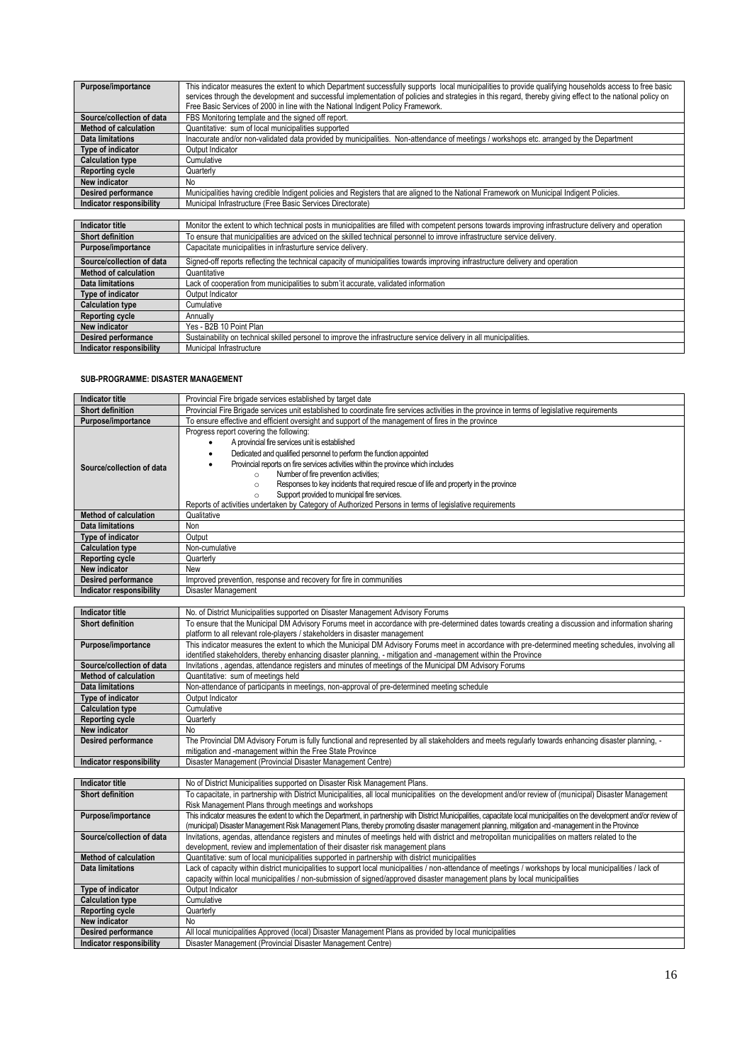| | |
|---|---|
| **Purpose/importance** | This indicator measures the extent to which Department successfully supports local municipalities to provide qualifying households access to free basic services through the development and successful implementation of policies and strategies in this regard, thereby giving effect to the national policy on Free Basic Services of 2000 in line with the National Indigent Policy Framework. |
| **Source/collection of data** | FBS Monitoring template and the signed off report. |
| **Method of calculation** | Quantitative: sum of local municipalities supported |
| **Data limitations** | Inaccurate and/or non-validated data provided by municipalities. Non-attendance of meetings / workshops etc. arranged by the Department |
| **Type of indicator** | Output Indicator |
| **Calculation type** | Cumulative |
| **Reporting cycle** | Quarterly |
| **New indicator** | No |
| **Desired performance** | Municipalities having credible Indigent policies and Registers that are aligned to the National Framework on Municipal Indigent Policies. |
| **Indicator responsibility** | Municipal Infrastructure (Free Basic Services Directorate) |

| | |
|---|---|
| **Indicator title** | Monitor the extent to which technical posts in municipalities are filled with competent persons towards improving infrastructure delivery and operation |
| **Short definition** | To ensure that municipalities are adviced on the skilled technical personnel to imrove infrastructure service delivery. |
| **Purpose/importance** | Capacitate municipalities in infrasturture service delivery. |
| **Source/collection of data** | Signed-off reports reflecting the technical capacity of municipalities towards improving infrastructure delivery and operation |
| **Method of calculation** | Quantitative |
| **Data limitations** | Lack of cooperation from municipalities to subm'it accurate, validated information |
| **Type of indicator** | Output Indicator |
| **Calculation type** | Cumulative |
| **Reporting cycle** | Annually |
| **New indicator** | Yes - B2B 10 Point Plan |
| **Desired performance** | Sustainability on technical skilled personel to improve the infrastructure service delivery in all municipalities. |
| **Indicator responsibility** | Municipal Infrastructure |

#### SUB-PROGRAMME: DISASTER MANAGEMENT

| | |
|---|---|
| **Indicator title** | Provincial Fire brigade services established by target date |
| **Short definition** | Provincial Fire Brigade services unit established to coordinate fire services activities in the province in terms of legislative requirements |
| **Purpose/importance** | To ensure effective and efficient oversight and support of the management of fires in the province |
| **Source/collection of data** | Progress report covering the following:<br>• A provincial fire services unit is established<br>• Dedicated and qualified personnel to perform the function appointed<br>• Provincial reports on fire services activities within the province which includes<br>○ Number of fire prevention activities;<br>○ Responses to key incidents that required rescue of life and property in the province<br>○ Support provided to municipal fire services.<br>Reports of activities undertaken by Category of Authorized Persons in terms of legislative requirements |
| **Method of calculation** | Qualitative |
| **Data limitations** | Non |
| **Type of indicator** | Output |
| **Calculation type** | Non-cumulative |
| **Reporting cycle** | Quarterly |
| **New indicator** | New |
| **Desired performance** | Improved prevention, response and recovery for fire in communities |
| **Indicator responsibility** | Disaster Management |

| | |
|---|---|
| **Indicator title** | No. of District Municipalities supported on Disaster Management Advisory Forums |
| **Short definition** | To ensure that the Municipal DM Advisory Forums meet in accordance with pre-determined dates towards creating a discussion and information sharing platform to all relevant role-players / stakeholders in disaster management |
| **Purpose/importance** | This indicator measures the extent to which the Municipal DM Advisory Forums meet in accordance with pre-determined meeting schedules, involving all identified stakeholders, thereby enhancing disaster planning, - mitigation and -management within the Province |
| **Source/collection of data** | Invitations , agendas, attendance registers and minutes of meetings of the Municipal DM Advisory Forums |
| **Method of calculation** | Quantitative: sum of meetings held |
| **Data limitations** | Non-attendance of participants in meetings, non-approval of pre-determined meeting schedule |
| **Type of indicator** | Output Indicator |
| **Calculation type** | Cumulative |
| **Reporting cycle** | Quarterly |
| **New indicator** | No |
| **Desired performance** | The Provincial DM Advisory Forum is fully functional and represented by all stakeholders and meets regularly towards enhancing disaster planning, - mitigation and -management within the Free State Province |
| **Indicator responsibility** | Disaster Management (Provincial Disaster Management Centre) |

| | |
|---|---|
| **Indicator title** | No of District Municipalities supported on Disaster Risk Management Plans. |
| **Short definition** | To capacitate, in partnership with District Municipalities, all local municipalities on the development and/or review of (municipal) Disaster Management Risk Management Plans through meetings and workshops |
| **Purpose/importance** | This indicator measures the extent to which the Department, in partnership with District Municipalities, capacitate local municipalities on the development and/or review of (municipal) Disaster Management Risk Management Plans, thereby promoting disaster management planning, mitigation and -management in the Province |
| **Source/collection of data** | Invitations, agendas, attendance registers and minutes of meetings held with district and metropolitan municipalities on matters related to the development, review and implementation of their disaster risk management plans |
| **Method of calculation** | Quantitative: sum of local municipalities supported in partnership with district municipalities |
| **Data limitations** | Lack of capacity within district municipalities to support local municipalities / non-attendance of meetings / workshops by local municipalities / lack of capacity within local municipalities / non-submission of signed/approved disaster management plans by local municipalities |
| **Type of indicator** | Output Indicator |
| **Calculation type** | Cumulative |
| **Reporting cycle** | Quarterly |
| **New indicator** | No |
| **Desired performance** | All local municipalities Approved (local) Disaster Management Plans as provided by local municipalities |
| **Indicator responsibility** | Disaster Management (Provincial Disaster Management Centre) |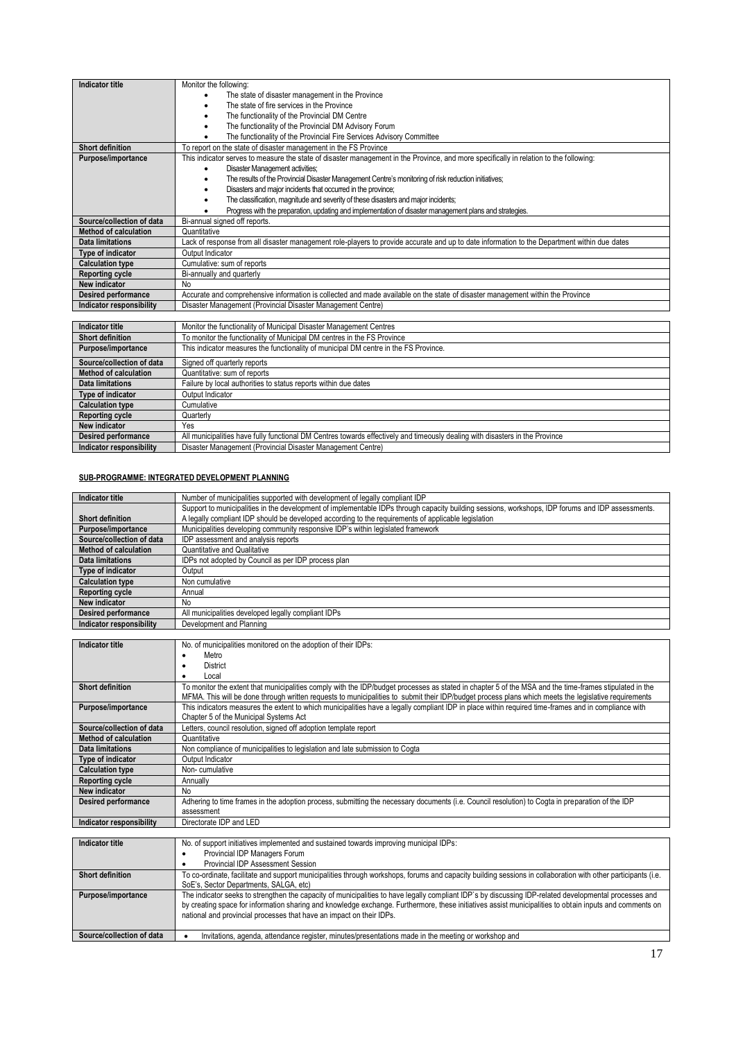| Indicator title | Monitor the following: <br>• The state of disaster management in the Province <br>• The state of fire services in the Province <br>• The functionality of the Provincial DM Centre <br>• The functionality of the Provincial DM Advisory Forum <br>• The functionality of the Provincial Fire Services Advisory Committee |
|---|---|
| Short definition | To report on the state of disaster management in the FS Province |
| Purpose/importance | This indicator serves to measure the state of disaster management in the Province, and more specifically in relation to the following: <br>• Disaster Management activities; <br>• The results of the Provincial Disaster Management Centre's monitoring of risk reduction initiatives; <br>• Disasters and major incidents that occurred in the province; <br>• The classification, magnitude and severity of these disasters and major incidents; <br>• Progress with the preparation, updating and implementation of disaster management plans and strategies. |
| Source/collection of data | Bi-annual signed off reports. |
| Method of calculation | Quantitative |
| Data limitations | Lack of response from all disaster management role-players to provide accurate and up to date information to the Department within due dates |
| Type of indicator | Output Indicator |
| Calculation type | Cumulative: sum of reports |
| Reporting cycle | Bi-annually and quarterly |
| New indicator | No |
| Desired performance | Accurate and comprehensive information is collected and made available on the state of disaster management within the Province |
| Indicator responsibility | Disaster Management (Provincial Disaster Management Centre) |

| Indicator title | Monitor the functionality of Municipal Disaster Management Centres |
|---|---|
| Short definition | To monitor the functionality of Municipal DM centres in the FS Province |
| Purpose/importance | This indicator measures the functionality of municipal DM centre in the FS Province. |
| Source/collection of data | Signed off quarterly reports |
| Method of calculation | Quantitative: sum of reports |
| Data limitations | Failure by local authorities to status reports within due dates |
| Type of indicator | Output Indicator |
| Calculation type | Cumulative |
| Reporting cycle | Quarterly |
| New indicator | Yes |
| Desired performance | All municipalities have fully functional DM Centres towards effectively and timeously dealing with disasters in the Province |
| Indicator responsibility | Disaster Management (Provincial Disaster Management Centre) |

**SUB-PROGRAMME: INTEGRATED DEVELOPMENT PLANNING**

| Indicator title | Number of municipalities supported with development of legally compliant IDP |
|---|---|
| Short definition | Support to municipalities in the development of implementable IDPs through capacity building sessions, workshops, IDP forums and IDP assessments. A legally compliant IDP should be developed according to the requirements of applicable legislation |
| Purpose/importance | Municipalities developing community responsive IDP's within legislated framework |
| Source/collection of data | IDP assessment and analysis reports |
| Method of calculation | Quantitative and Qualitative |
| Data limitations | IDPs not adopted by Council as per IDP process plan |
| Type of indicator | Output |
| Calculation type | Non cumulative |
| Reporting cycle | Annual |
| New indicator | No |
| Desired performance | All municipalities developed legally compliant IDPs |
| Indicator responsibility | Development and Planning |

| Indicator title | No. of municipalities monitored on the adoption of their IDPs: <br>• Metro <br>• District <br>• Local |
|---|---|
| Short definition | To monitor the extent that municipalities comply with the IDP/budget processes as stated in chapter 5 of the MSA and the time-frames stipulated in the MFMA. This will be done through written requests to municipalities to submit their IDP/budget process plans which meets the legislative requirements |
| Purpose/importance | This indicators measures the extent to which municipalities have a legally compliant IDP in place within required time-frames and in compliance with Chapter 5 of the Municipal Systems Act |
| Source/collection of data | Letters, council resolution, signed off adoption template report |
| Method of calculation | Quantitative |
| Data limitations | Non compliance of municipalities to legislation and late submission to Cogta |
| Type of indicator | Output Indicator |
| Calculation type | Non- cumulative |
| Reporting cycle | Annually |
| New indicator | No |
| Desired performance | Adhering to time frames in the adoption process, submitting the necessary documents (i.e. Council resolution) to Cogta in preparation of the IDP assessment |
| Indicator responsibility | Directorate IDP and LED |

| Indicator title | No. of support initiatives implemented and sustained towards improving municipal IDPs: <br>• Provincial IDP Managers Forum <br>• Provincial IDP Assessment Session |
|---|---|
| Short definition | To co-ordinate, facilitate and support municipalities through workshops, forums and capacity building sessions in collaboration with other participants (i.e. SoE's, Sector Departments, SALGA, etc) |
| Purpose/importance | The indicator seeks to strengthen the capacity of municipalities to have legally compliant IDP`s by discussing IDP-related developmental processes and by creating space for information sharing and knowledge exchange. Furthermore, these initiatives assist municipalities to obtain inputs and comments on national and provincial processes that have an impact on their IDPs. |
| Source/collection of data | • Invitations, agenda, attendance register, minutes/presentations made in the meeting or workshop and |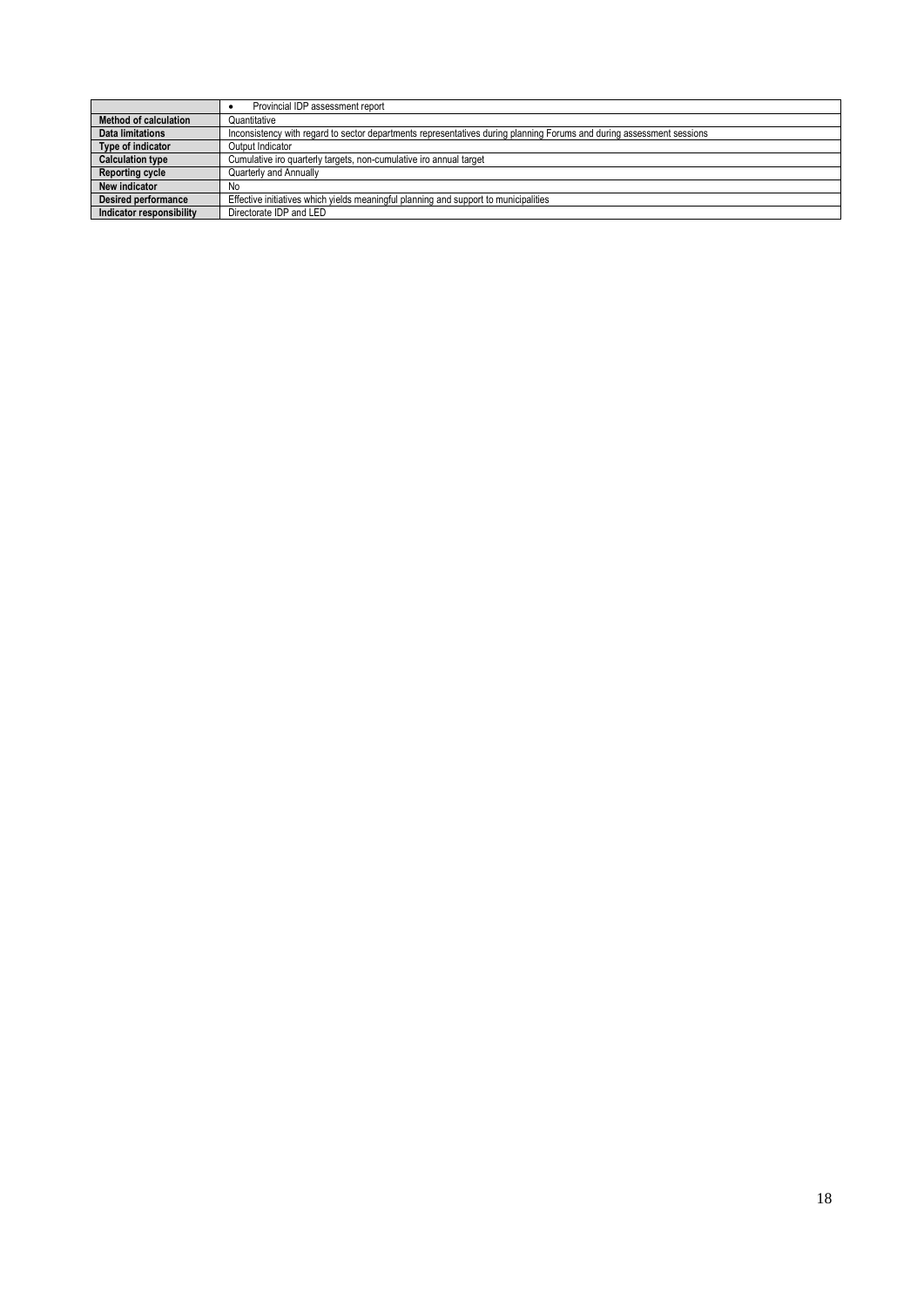| | |
|---|---|
| | • Provincial IDP assessment report |
| **Method of calculation** | Quantitative |
| **Data limitations** | Inconsistency with regard to sector departments representatives during planning Forums and during assessment sessions |
| **Type of indicator** | Output Indicator |
| **Calculation type** | Cumulative iro quarterly targets, non-cumulative iro annual target |
| **Reporting cycle** | Quarterly and Annually |
| **New indicator** | No |
| **Desired performance** | Effective initiatives which yields meaningful planning and support to municipalities |
| **Indicator responsibility** | Directorate IDP and LED |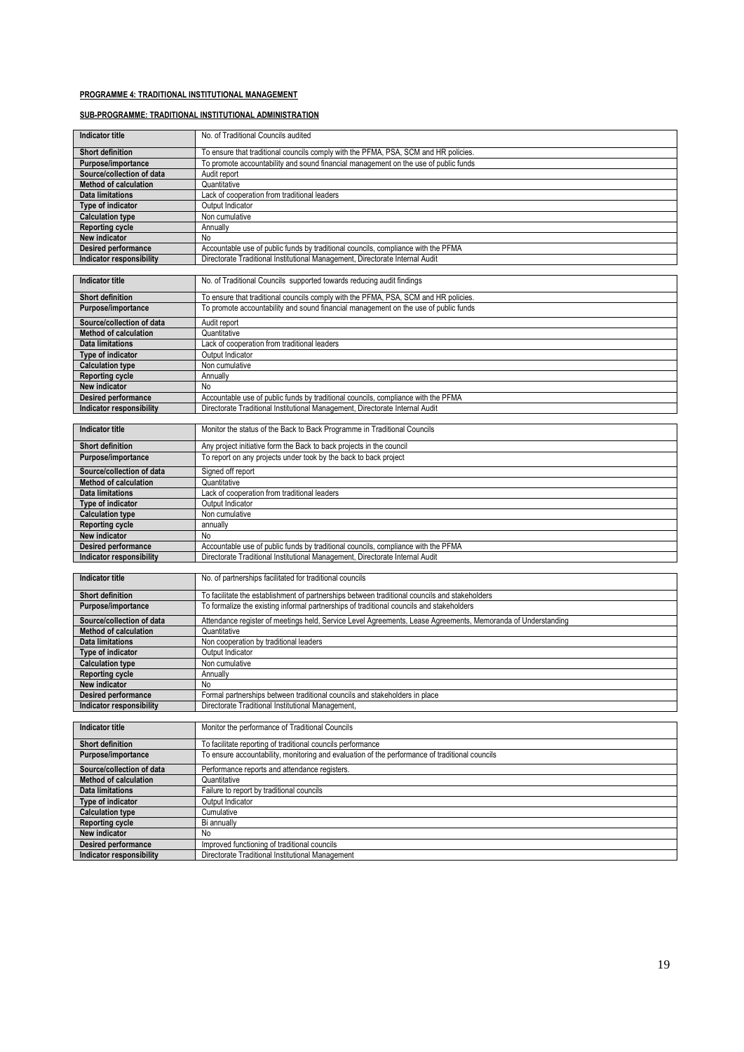**PROGRAMME 4: TRADITIONAL INSTITUTIONAL MANAGEMENT**

**SUB-PROGRAMME: TRADITIONAL INSTITUTIONAL ADMINISTRATION**

| **Indicator title** | No. of Traditional Councils audited |
|---|---|
| **Short definition** | To ensure that traditional councils comply with the PFMA, PSA, SCM and HR policies. |
| **Purpose/importance** | To promote accountability and sound financial management on the use of public funds |
| **Source/collection of data** | Audit report |
| **Method of calculation** | Quantitative |
| **Data limitations** | Lack of cooperation from traditional leaders |
| **Type of indicator** | Output Indicator |
| **Calculation type** | Non cumulative |
| **Reporting cycle** | Annually |
| **New indicator** | No |
| **Desired performance** | Accountable use of public funds by traditional councils, compliance with the PFMA |
| **Indicator responsibility** | Directorate Traditional Institutional Management, Directorate Internal Audit |

| **Indicator title** | No. of Traditional Councils supported towards reducing audit findings |
|---|---|
| **Short definition** | To ensure that traditional councils comply with the PFMA, PSA, SCM and HR policies. |
| **Purpose/importance** | To promote accountability and sound financial management on the use of public funds |
| **Source/collection of data** | Audit report |
| **Method of calculation** | Quantitative |
| **Data limitations** | Lack of cooperation from traditional leaders |
| **Type of indicator** | Output Indicator |
| **Calculation type** | Non cumulative |
| **Reporting cycle** | Annually |
| **New indicator** | No |
| **Desired performance** | Accountable use of public funds by traditional councils, compliance with the PFMA |
| **Indicator responsibility** | Directorate Traditional Institutional Management, Directorate Internal Audit |

| **Indicator title** | Monitor the status of the Back to Back Programme in Traditional Councils |
|---|---|
| **Short definition** | Any project initiative form the Back to back projects in the council |
| **Purpose/importance** | To report on any projects under took by the back to back project |
| **Source/collection of data** | Signed off report |
| **Method of calculation** | Quantitative |
| **Data limitations** | Lack of cooperation from traditional leaders |
| **Type of indicator** | Output Indicator |
| **Calculation type** | Non cumulative |
| **Reporting cycle** | annually |
| **New indicator** | No |
| **Desired performance** | Accountable use of public funds by traditional councils, compliance with the PFMA |
| **Indicator responsibility** | Directorate Traditional Institutional Management, Directorate Internal Audit |

| **Indicator title** | No. of partnerships facilitated for traditional councils |
|---|---|
| **Short definition** | To facilitate the establishment of partnerships between traditional councils and stakeholders |
| **Purpose/importance** | To formalize the existing informal partnerships of traditional councils and stakeholders |
| **Source/collection of data** | Attendance register of meetings held, Service Level Agreements, Lease Agreements, Memoranda of Understanding |
| **Method of calculation** | Quantitative |
| **Data limitations** | Non cooperation by traditional leaders |
| **Type of indicator** | Output Indicator |
| **Calculation type** | Non cumulative |
| **Reporting cycle** | Annually |
| **New indicator** | No |
| **Desired performance** | Formal partnerships between traditional councils and stakeholders in place |
| **Indicator responsibility** | Directorate Traditional Institutional Management, |

| **Indicator title** | Monitor the performance of Traditional Councils |
|---|---|
| **Short definition** | To facilitate reporting of traditional councils performance |
| **Purpose/importance** | To ensure accountability, monitoring and evaluation of the performance of traditional councils |
| **Source/collection of data** | Performance reports and attendance registers. |
| **Method of calculation** | Quantitative |
| **Data limitations** | Failure to report by traditional councils |
| **Type of indicator** | Output Indicator |
| **Calculation type** | Cumulative |
| **Reporting cycle** | Bi annually |
| **New indicator** | No |
| **Desired performance** | Improved functioning of traditional councils |
| **Indicator responsibility** | Directorate Traditional Institutional Management |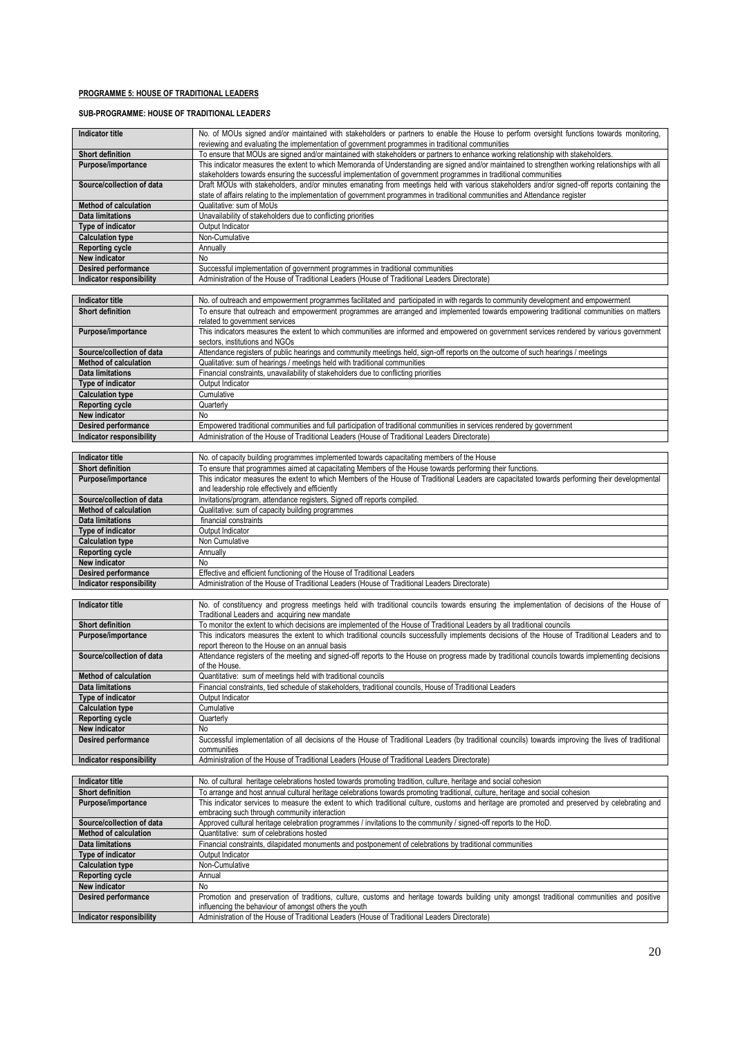**PROGRAMME 5: HOUSE OF TRADITIONAL LEADERS**

**SUB-PROGRAMME: HOUSE OF TRADITIONAL LEADERS**

| | |
|---|---|
| **Indicator title** | No. of MOUs signed and/or maintained with stakeholders or partners to enable the House to perform oversight functions towards monitoring, reviewing and evaluating the implementation of government programmes in traditional communities |
| **Short definition** | To ensure that MOUs are signed and/or maintained with stakeholders or partners to enhance working relationship with stakeholders. |
| **Purpose/importance** | This indicator measures the extent to which Memoranda of Understanding are signed and/or maintained to strengthen working relationships with all stakeholders towards ensuring the successful implementation of government programmes in traditional communities |
| **Source/collection of data** | Draft MOUs with stakeholders, and/or minutes emanating from meetings held with various stakeholders and/or signed-off reports containing the state of affairs relating to the implementation of government programmes in traditional communities and Attendance register |
| **Method of calculation** | Qualitative: sum of MoUs |
| **Data limitations** | Unavailability of stakeholders due to conflicting priorities |
| **Type of indicator** | Output Indicator |
| **Calculation type** | Non-Cumulative |
| **Reporting cycle** | Annually |
| **New indicator** | No |
| **Desired performance** | Successful implementation of government programmes in traditional communities |
| **Indicator responsibility** | Administration of the House of Traditional Leaders (House of Traditional Leaders Directorate) |

| | |
|---|---|
| **Indicator title** | No. of outreach and empowerment programmes facilitated and participated in with regards to community development and empowerment |
| **Short definition** | To ensure that outreach and empowerment programmes are arranged and implemented towards empowering traditional communities on matters related to government services |
| **Purpose/importance** | This indicators measures the extent to which communities are informed and empowered on government services rendered by various government sectors, institutions and NGOs |
| **Source/collection of data** | Attendance registers of public hearings and community meetings held, sign-off reports on the outcome of such hearings / meetings |
| **Method of calculation** | Qualitative: sum of hearings / meetings held with traditional communities |
| **Data limitations** | Financial constraints, unavailability of stakeholders due to conflicting priorities |
| **Type of indicator** | Output Indicator |
| **Calculation type** | Cumulative |
| **Reporting cycle** | Quarterly |
| **New indicator** | No |
| **Desired performance** | Empowered traditional communities and full participation of traditional communities in services rendered by government |
| **Indicator responsibility** | Administration of the House of Traditional Leaders (House of Traditional Leaders Directorate) |

| | |
|---|---|
| **Indicator title** | No. of capacity building programmes implemented towards capacitating members of the House |
| **Short definition** | To ensure that programmes aimed at capacitating Members of the House towards performing their functions. |
| **Purpose/importance** | This indicator measures the extent to which Members of the House of Traditional Leaders are capacitated towards performing their developmental and leadership role effectively and efficiently |
| **Source/collection of data** | Invitations/program, attendance registers, Signed off reports compiled. |
| **Method of calculation** | Qualitative: sum of capacity building programmes |
| **Data limitations** | financial constraints |
| **Type of indicator** | Output Indicator |
| **Calculation type** | Non Cumulative |
| **Reporting cycle** | Annually |
| **New indicator** | No |
| **Desired performance** | Effective and efficient functioning of the House of Traditional Leaders |
| **Indicator responsibility** | Administration of the House of Traditional Leaders (House of Traditional Leaders Directorate) |

| | |
|---|---|
| **Indicator title** | No. of constituency and progress meetings held with traditional councils towards ensuring the implementation of decisions of the House of Traditional Leaders and acquiring new mandate |
| **Short definition** | To monitor the extent to which decisions are implemented of the House of Traditional Leaders by all traditional councils |
| **Purpose/importance** | This indicators measures the extent to which traditional councils successfully implements decisions of the House of Traditional Leaders and to report thereon to the House on an annual basis |
| **Source/collection of data** | Attendance registers of the meeting and signed-off reports to the House on progress made by traditional councils towards implementing decisions of the House. |
| **Method of calculation** | Quantitative: sum of meetings held with traditional councils |
| **Data limitations** | Financial constraints, tied schedule of stakeholders, traditional councils, House of Traditional Leaders |
| **Type of indicator** | Output Indicator |
| **Calculation type** | Cumulative |
| **Reporting cycle** | Quarterly |
| **New indicator** | No |
| **Desired performance** | Successful implementation of all decisions of the House of Traditional Leaders (by traditional councils) towards improving the lives of traditional communities |
| **Indicator responsibility** | Administration of the House of Traditional Leaders (House of Traditional Leaders Directorate) |

| | |
|---|---|
| **Indicator title** | No. of cultural heritage celebrations hosted towards promoting tradition, culture, heritage and social cohesion |
| **Short definition** | To arrange and host annual cultural heritage celebrations towards promoting traditional, culture, heritage and social cohesion |
| **Purpose/importance** | This indicator services to measure the extent to which traditional culture, customs and heritage are promoted and preserved by celebrating and embracing such through community interaction |
| **Source/collection of data** | Approved cultural heritage celebration programmes / invitations to the community / signed-off reports to the HoD. |
| **Method of calculation** | Quantitative: sum of celebrations hosted |
| **Data limitations** | Financial constraints, dilapidated monuments and postponement of celebrations by traditional communities |
| **Type of indicator** | Output Indicator |
| **Calculation type** | Non-Cumulative |
| **Reporting cycle** | Annual |
| **New indicator** | No |
| **Desired performance** | Promotion and preservation of traditions, culture, customs and heritage towards building unity amongst traditional communities and positive influencing the behaviour of amongst others the youth |
| **Indicator responsibility** | Administration of the House of Traditional Leaders (House of Traditional Leaders Directorate) |